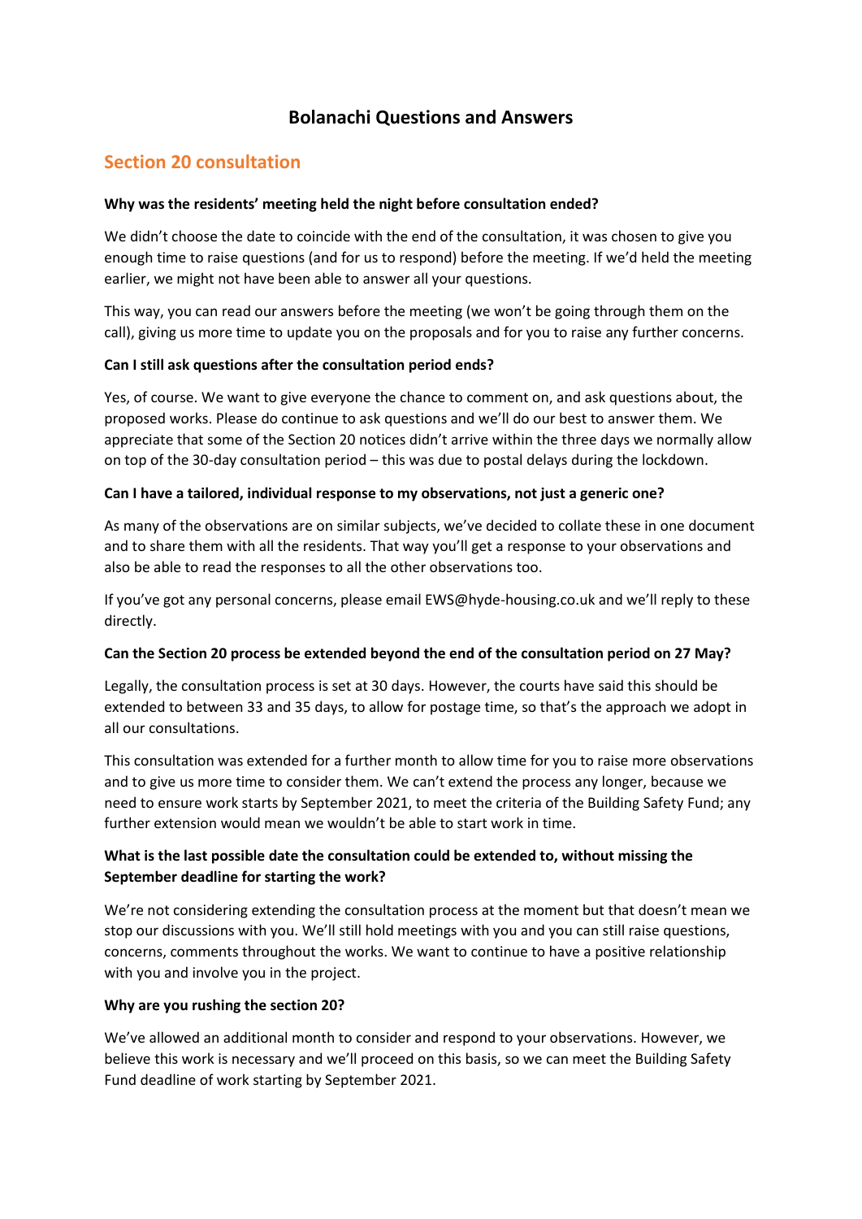# Bolanachi Questions and Answers

## Section 20 consultation

**Why was the residents' meeting held the night before consultation ended?**

We didn't choose the date to coincide with the end of the consultation, it was chosen to give you enough time to raise questions (and for us to respond) before the meeting. If we'd held the meeting earlier, we might not have been able to answer all your questions.

This way, you can read our answers before the meeting (we won't be going through them on the call), giving us more time to update you on the proposals and for you to raise any further concerns.

**Can I still ask questions after the consultation period ends?**

Yes, of course. We want to give everyone the chance to comment on, and ask questions about, the proposed works. Please do continue to ask questions and we'll do our best to answer them. We appreciate that some of the Section 20 notices didn't arrive within the three days we normally allow on top of the 30-day consultation period – this was due to postal delays during the lockdown.

**Can I have a tailored, individual response to my observations, not just a generic one?**

As many of the observations are on similar subjects, we've decided to collate these in one document and to share them with all the residents. That way you'll get a response to your observations and also be able to read the responses to all the other observations too.

If you've got any personal concerns, please email EWS@hyde-housing.co.uk and we'll reply to these directly.

**Can the Section 20 process be extended beyond the end of the consultation period on 27 May?**

Legally, the consultation process is set at 30 days. However, the courts have said this should be extended to between 33 and 35 days, to allow for postage time, so that's the approach we adopt in all our consultations.

This consultation was extended for a further month to allow time for you to raise more observations and to give us more time to consider them. We can't extend the process any longer, because we need to ensure work starts by September 2021, to meet the criteria of the Building Safety Fund; any further extension would mean we wouldn't be able to start work in time.

**What is the last possible date the consultation could be extended to, without missing the September deadline for starting the work?**

We're not considering extending the consultation process at the moment but that doesn't mean we stop our discussions with you. We'll still hold meetings with you and you can still raise questions, concerns, comments throughout the works. We want to continue to have a positive relationship with you and involve you in the project.

**Why are you rushing the section 20?**

We've allowed an additional month to consider and respond to your observations. However, we believe this work is necessary and we'll proceed on this basis, so we can meet the Building Safety Fund deadline of work starting by September 2021.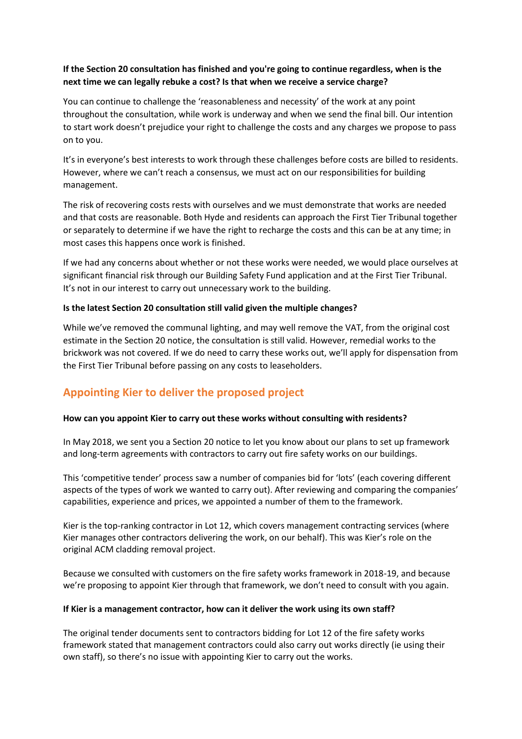**If the Section 20 consultation has finished and you're going to continue regardless, when is the next time we can legally rebuke a cost? Is that when we receive a service charge?**

You can continue to challenge the 'reasonableness and necessity' of the work at any point throughout the consultation, while work is underway and when we send the final bill. Our intention to start work doesn't prejudice your right to challenge the costs and any charges we propose to pass on to you.

It's in everyone's best interests to work through these challenges before costs are billed to residents. However, where we can't reach a consensus, we must act on our responsibilities for building management.

The risk of recovering costs rests with ourselves and we must demonstrate that works are needed and that costs are reasonable. Both Hyde and residents can approach the First Tier Tribunal together or separately to determine if we have the right to recharge the costs and this can be at any time; in most cases this happens once work is finished.

If we had any concerns about whether or not these works were needed, we would place ourselves at significant financial risk through our Building Safety Fund application and at the First Tier Tribunal. It's not in our interest to carry out unnecessary work to the building.

**Is the latest Section 20 consultation still valid given the multiple changes?**

While we've removed the communal lighting, and may well remove the VAT, from the original cost estimate in the Section 20 notice, the consultation is still valid. However, remedial works to the brickwork was not covered. If we do need to carry these works out, we'll apply for dispensation from the First Tier Tribunal before passing on any costs to leaseholders.

## Appointing Kier to deliver the proposed project

**How can you appoint Kier to carry out these works without consulting with residents?**

In May 2018, we sent you a Section 20 notice to let you know about our plans to set up framework and long-term agreements with contractors to carry out fire safety works on our buildings.

This 'competitive tender' process saw a number of companies bid for 'lots' (each covering different aspects of the types of work we wanted to carry out). After reviewing and comparing the companies' capabilities, experience and prices, we appointed a number of them to the framework.

Kier is the top-ranking contractor in Lot 12, which covers management contracting services (where Kier manages other contractors delivering the work, on our behalf). This was Kier's role on the original ACM cladding removal project.

Because we consulted with customers on the fire safety works framework in 2018-19, and because we're proposing to appoint Kier through that framework, we don't need to consult with you again.

**If Kier is a management contractor, how can it deliver the work using its own staff?**

The original tender documents sent to contractors bidding for Lot 12 of the fire safety works framework stated that management contractors could also carry out works directly (ie using their own staff), so there's no issue with appointing Kier to carry out the works.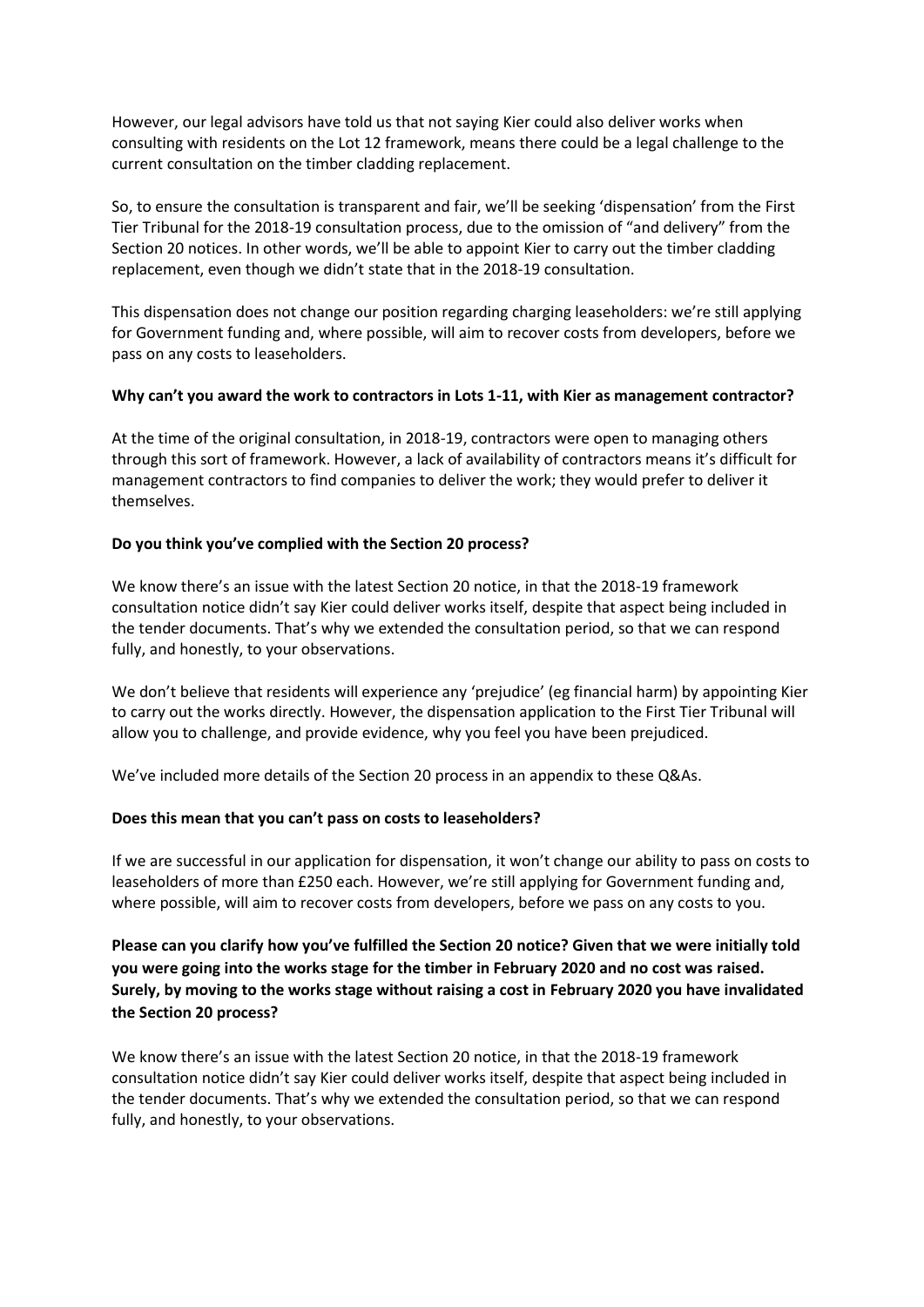However, our legal advisors have told us that not saying Kier could also deliver works when consulting with residents on the Lot 12 framework, means there could be a legal challenge to the current consultation on the timber cladding replacement.

So, to ensure the consultation is transparent and fair, we'll be seeking 'dispensation' from the First Tier Tribunal for the 2018-19 consultation process, due to the omission of "and delivery" from the Section 20 notices. In other words, we'll be able to appoint Kier to carry out the timber cladding replacement, even though we didn't state that in the 2018-19 consultation.

This dispensation does not change our position regarding charging leaseholders: we're still applying for Government funding and, where possible, will aim to recover costs from developers, before we pass on any costs to leaseholders.

**Why can't you award the work to contractors in Lots 1-11, with Kier as management contractor?**

At the time of the original consultation, in 2018-19, contractors were open to managing others through this sort of framework. However, a lack of availability of contractors means it's difficult for management contractors to find companies to deliver the work; they would prefer to deliver it themselves.

**Do you think you've complied with the Section 20 process?**

We know there's an issue with the latest Section 20 notice, in that the 2018-19 framework consultation notice didn't say Kier could deliver works itself, despite that aspect being included in the tender documents. That's why we extended the consultation period, so that we can respond fully, and honestly, to your observations.

We don't believe that residents will experience any 'prejudice' (eg financial harm) by appointing Kier to carry out the works directly. However, the dispensation application to the First Tier Tribunal will allow you to challenge, and provide evidence, why you feel you have been prejudiced.

We've included more details of the Section 20 process in an appendix to these Q&As.

**Does this mean that you can't pass on costs to leaseholders?**

If we are successful in our application for dispensation, it won't change our ability to pass on costs to leaseholders of more than £250 each. However, we're still applying for Government funding and, where possible, will aim to recover costs from developers, before we pass on any costs to you.

**Please can you clarify how you've fulfilled the Section 20 notice? Given that we were initially told you were going into the works stage for the timber in February 2020 and no cost was raised. Surely, by moving to the works stage without raising a cost in February 2020 you have invalidated the Section 20 process?**

We know there's an issue with the latest Section 20 notice, in that the 2018-19 framework consultation notice didn't say Kier could deliver works itself, despite that aspect being included in the tender documents. That's why we extended the consultation period, so that we can respond fully, and honestly, to your observations.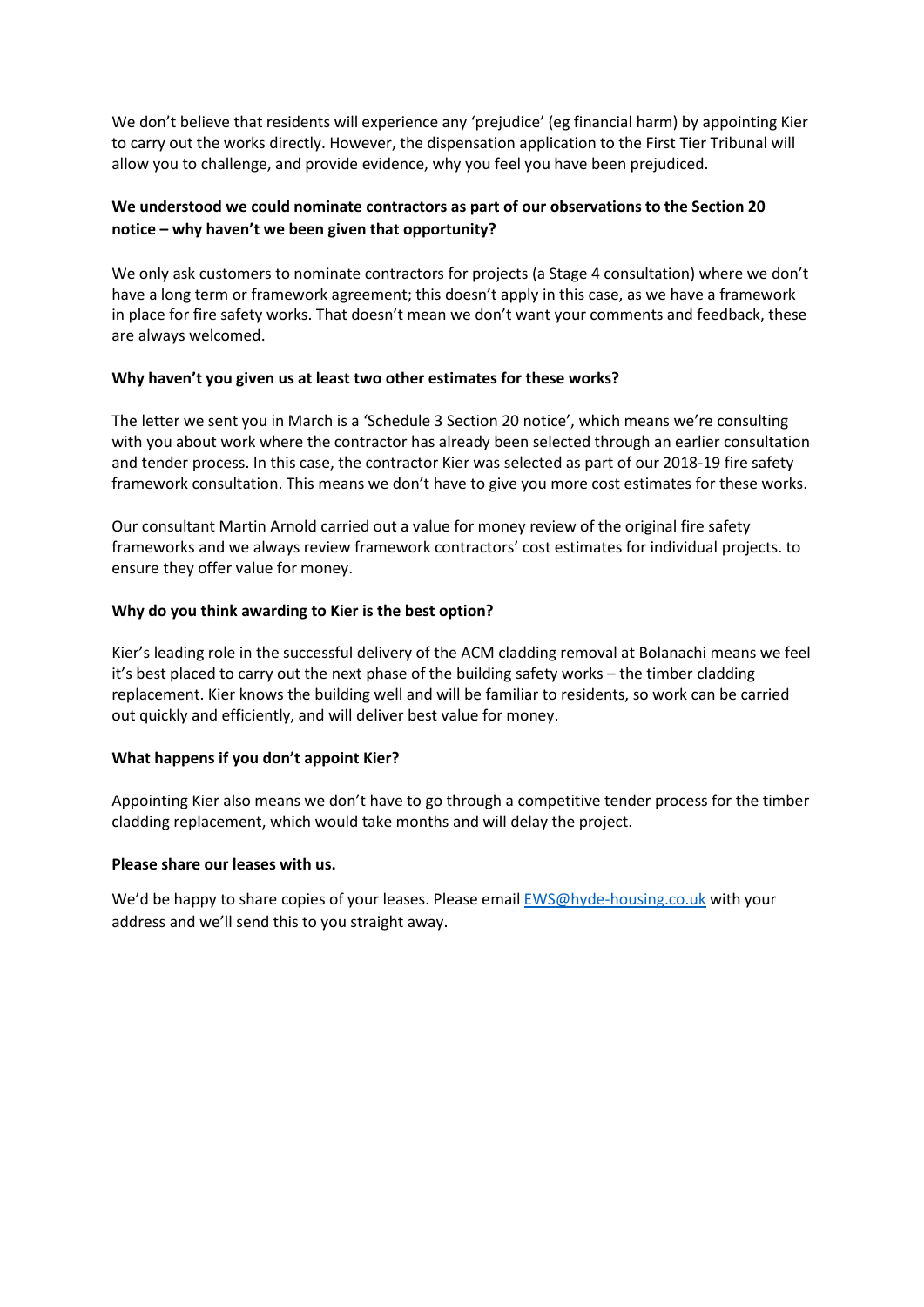We don't believe that residents will experience any 'prejudice' (eg financial harm) by appointing Kier to carry out the works directly. However, the dispensation application to the First Tier Tribunal will allow you to challenge, and provide evidence, why you feel you have been prejudiced.

**We understood we could nominate contractors as part of our observations to the Section 20 notice – why haven't we been given that opportunity?**

We only ask customers to nominate contractors for projects (a Stage 4 consultation) where we don't have a long term or framework agreement; this doesn't apply in this case, as we have a framework in place for fire safety works. That doesn't mean we don't want your comments and feedback, these are always welcomed.

**Why haven't you given us at least two other estimates for these works?**

The letter we sent you in March is a 'Schedule 3 Section 20 notice', which means we're consulting with you about work where the contractor has already been selected through an earlier consultation and tender process. In this case, the contractor Kier was selected as part of our 2018-19 fire safety framework consultation. This means we don't have to give you more cost estimates for these works.

Our consultant Martin Arnold carried out a value for money review of the original fire safety frameworks and we always review framework contractors' cost estimates for individual projects. to ensure they offer value for money.

**Why do you think awarding to Kier is the best option?**

Kier's leading role in the successful delivery of the ACM cladding removal at Bolanachi means we feel it's best placed to carry out the next phase of the building safety works – the timber cladding replacement. Kier knows the building well and will be familiar to residents, so work can be carried out quickly and efficiently, and will deliver best value for money.

**What happens if you don't appoint Kier?**

Appointing Kier also means we don't have to go through a competitive tender process for the timber cladding replacement, which would take months and will delay the project.

**Please share our leases with us.**

We'd be happy to share copies of your leases. Please email [EWS@hyde-housing.co.uk](mailto:EWS@hyde-housing.co.uk) with your address and we'll send this to you straight away.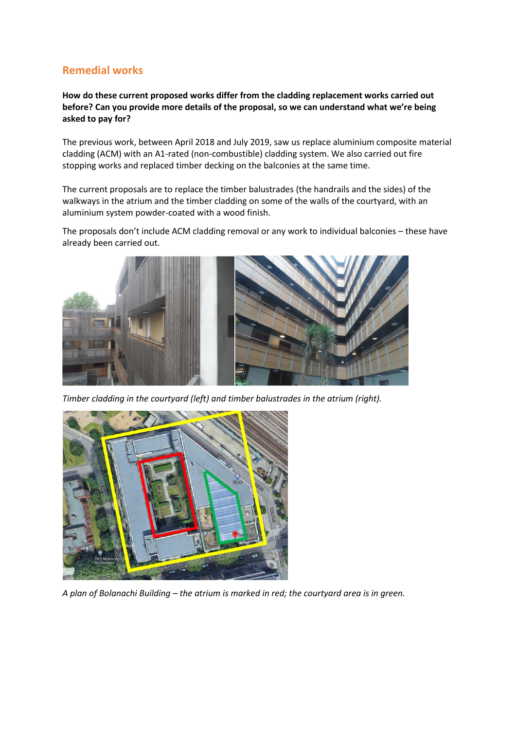## Remedial works

**How do these current proposed works differ from the cladding replacement works carried out before? Can you provide more details of the proposal, so we can understand what we're being asked to pay for?**

The previous work, between April 2018 and July 2019, saw us replace aluminium composite material cladding (ACM) with an A1-rated (non-combustible) cladding system. We also carried out fire stopping works and replaced timber decking on the balconies at the same time.

The current proposals are to replace the timber balustrades (the handrails and the sides) of the walkways in the atrium and the timber cladding on some of the walls of the courtyard, with an aluminium system powder-coated with a wood finish.

The proposals don't include ACM cladding removal or any work to individual balconies – these have already been carried out.

*Timber cladding in the courtyard (left) and timber balustrades in the atrium (right).*

*A plan of Bolanachi Building – the atrium is marked in red; the courtyard area is in green.*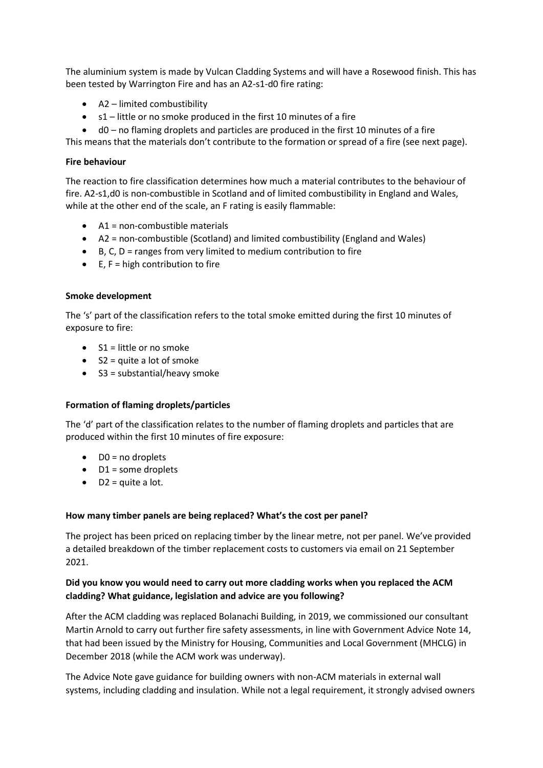The aluminium system is made by Vulcan Cladding Systems and will have a Rosewood finish. This has been tested by Warrington Fire and has an A2-s1-d0 fire rating:

- A2 – limited combustibility
- s1 – little or no smoke produced in the first 10 minutes of a fire
- d0 – no flaming droplets and particles are produced in the first 10 minutes of a fire

This means that the materials don't contribute to the formation or spread of a fire (see next page).

**Fire behaviour**

The reaction to fire classification determines how much a material contributes to the behaviour of fire. A2-s1,d0 is non-combustible in Scotland and of limited combustibility in England and Wales, while at the other end of the scale, an F rating is easily flammable:

- A1 = non-combustible materials
- A2 = non-combustible (Scotland) and limited combustibility (England and Wales)
- B, C, D = ranges from very limited to medium contribution to fire
- E, F = high contribution to fire

**Smoke development**

The 's' part of the classification refers to the total smoke emitted during the first 10 minutes of exposure to fire:

- S1 = little or no smoke
- S2 = quite a lot of smoke
- S3 = substantial/heavy smoke

**Formation of flaming droplets/particles**

The 'd' part of the classification relates to the number of flaming droplets and particles that are produced within the first 10 minutes of fire exposure:

- D0 = no droplets
- D1 = some droplets
- D2 = quite a lot.

**How many timber panels are being replaced? What's the cost per panel?**

The project has been priced on replacing timber by the linear metre, not per panel. We've provided a detailed breakdown of the timber replacement costs to customers via email on 21 September 2021.

**Did you know you would need to carry out more cladding works when you replaced the ACM cladding? What guidance, legislation and advice are you following?**

After the ACM cladding was replaced Bolanachi Building, in 2019, we commissioned our consultant Martin Arnold to carry out further fire safety assessments, in line with Government Advice Note 14, that had been issued by the Ministry for Housing, Communities and Local Government (MHCLG) in December 2018 (while the ACM work was underway).

The Advice Note gave guidance for building owners with non-ACM materials in external wall systems, including cladding and insulation. While not a legal requirement, it strongly advised owners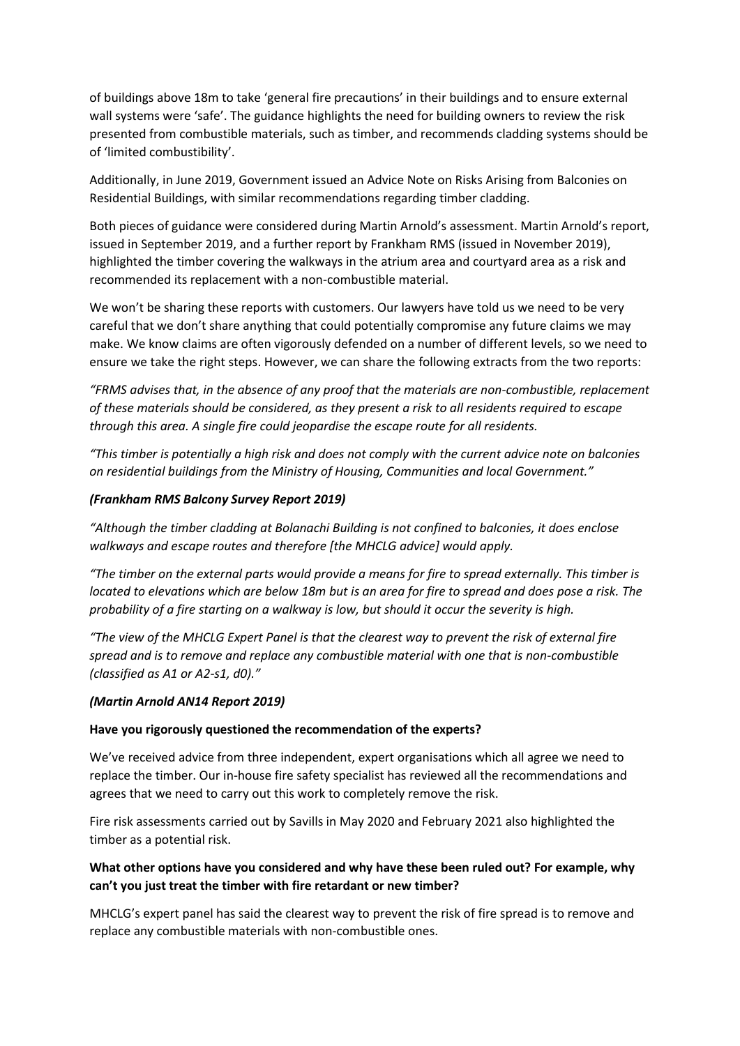of buildings above 18m to take 'general fire precautions' in their buildings and to ensure external wall systems were 'safe'. The guidance highlights the need for building owners to review the risk presented from combustible materials, such as timber, and recommends cladding systems should be of 'limited combustibility'.

Additionally, in June 2019, Government issued an Advice Note on Risks Arising from Balconies on Residential Buildings, with similar recommendations regarding timber cladding.

Both pieces of guidance were considered during Martin Arnold's assessment. Martin Arnold's report, issued in September 2019, and a further report by Frankham RMS (issued in November 2019), highlighted the timber covering the walkways in the atrium area and courtyard area as a risk and recommended its replacement with a non-combustible material.

We won't be sharing these reports with customers. Our lawyers have told us we need to be very careful that we don't share anything that could potentially compromise any future claims we may make. We know claims are often vigorously defended on a number of different levels, so we need to ensure we take the right steps. However, we can share the following extracts from the two reports:

*"FRMS advises that, in the absence of any proof that the materials are non-combustible, replacement of these materials should be considered, as they present a risk to all residents required to escape through this area. A single fire could jeopardise the escape route for all residents.*

*"This timber is potentially a high risk and does not comply with the current advice note on balconies on residential buildings from the Ministry of Housing, Communities and local Government."*

***(Frankham RMS Balcony Survey Report 2019)***

*"Although the timber cladding at Bolanachi Building is not confined to balconies, it does enclose walkways and escape routes and therefore [the MHCLG advice] would apply.*

*"The timber on the external parts would provide a means for fire to spread externally. This timber is located to elevations which are below 18m but is an area for fire to spread and does pose a risk. The probability of a fire starting on a walkway is low, but should it occur the severity is high.*

*"The view of the MHCLG Expert Panel is that the clearest way to prevent the risk of external fire spread and is to remove and replace any combustible material with one that is non-combustible (classified as A1 or A2-s1, d0)."*

***(Martin Arnold AN14 Report 2019)***

**Have you rigorously questioned the recommendation of the experts?**

We've received advice from three independent, expert organisations which all agree we need to replace the timber. Our in-house fire safety specialist has reviewed all the recommendations and agrees that we need to carry out this work to completely remove the risk.

Fire risk assessments carried out by Savills in May 2020 and February 2021 also highlighted the timber as a potential risk.

**What other options have you considered and why have these been ruled out? For example, why can't you just treat the timber with fire retardant or new timber?**

MHCLG's expert panel has said the clearest way to prevent the risk of fire spread is to remove and replace any combustible materials with non-combustible ones.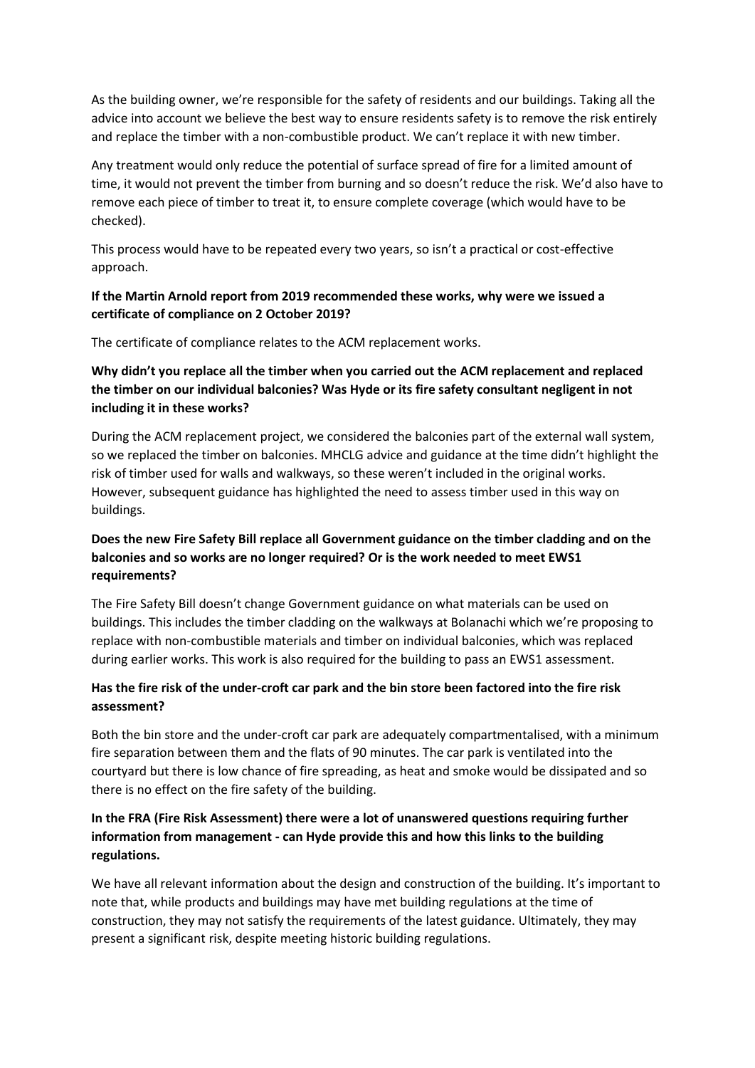As the building owner, we're responsible for the safety of residents and our buildings. Taking all the advice into account we believe the best way to ensure residents safety is to remove the risk entirely and replace the timber with a non-combustible product. We can't replace it with new timber.

Any treatment would only reduce the potential of surface spread of fire for a limited amount of time, it would not prevent the timber from burning and so doesn't reduce the risk. We'd also have to remove each piece of timber to treat it, to ensure complete coverage (which would have to be checked).

This process would have to be repeated every two years, so isn't a practical or cost-effective approach.

**If the Martin Arnold report from 2019 recommended these works, why were we issued a certificate of compliance on 2 October 2019?**

The certificate of compliance relates to the ACM replacement works.

**Why didn't you replace all the timber when you carried out the ACM replacement and replaced the timber on our individual balconies? Was Hyde or its fire safety consultant negligent in not including it in these works?**

During the ACM replacement project, we considered the balconies part of the external wall system, so we replaced the timber on balconies. MHCLG advice and guidance at the time didn't highlight the risk of timber used for walls and walkways, so these weren't included in the original works. However, subsequent guidance has highlighted the need to assess timber used in this way on buildings.

**Does the new Fire Safety Bill replace all Government guidance on the timber cladding and on the balconies and so works are no longer required? Or is the work needed to meet EWS1 requirements?**

The Fire Safety Bill doesn't change Government guidance on what materials can be used on buildings. This includes the timber cladding on the walkways at Bolanachi which we're proposing to replace with non-combustible materials and timber on individual balconies, which was replaced during earlier works. This work is also required for the building to pass an EWS1 assessment.

**Has the fire risk of the under-croft car park and the bin store been factored into the fire risk assessment?**

Both the bin store and the under-croft car park are adequately compartmentalised, with a minimum fire separation between them and the flats of 90 minutes. The car park is ventilated into the courtyard but there is low chance of fire spreading, as heat and smoke would be dissipated and so there is no effect on the fire safety of the building.

**In the FRA (Fire Risk Assessment) there were a lot of unanswered questions requiring further information from management - can Hyde provide this and how this links to the building regulations.**

We have all relevant information about the design and construction of the building. It's important to note that, while products and buildings may have met building regulations at the time of construction, they may not satisfy the requirements of the latest guidance. Ultimately, they may present a significant risk, despite meeting historic building regulations.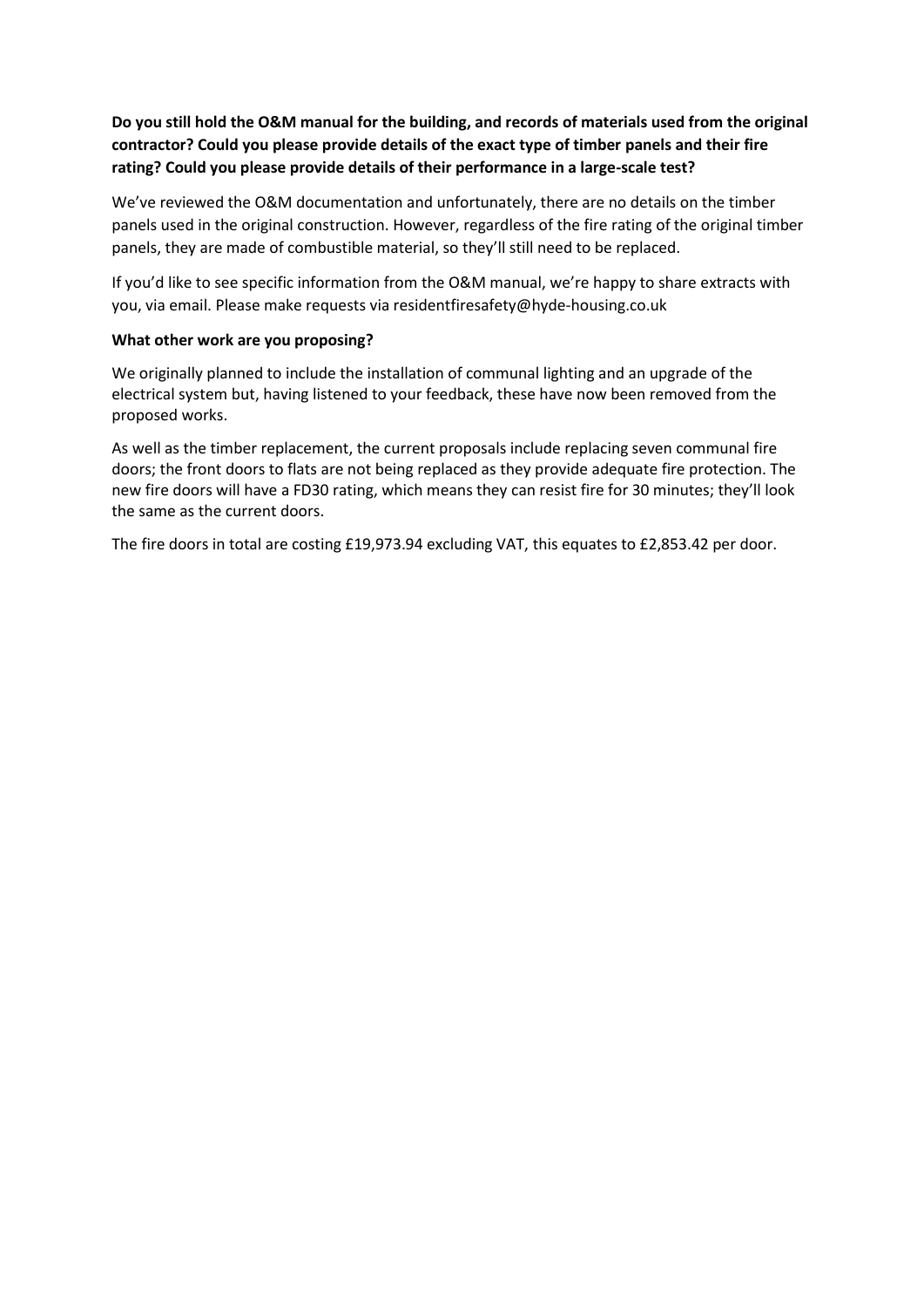**Do you still hold the O&M manual for the building, and records of materials used from the original contractor? Could you please provide details of the exact type of timber panels and their fire rating? Could you please provide details of their performance in a large-scale test?**

We've reviewed the O&M documentation and unfortunately, there are no details on the timber panels used in the original construction. However, regardless of the fire rating of the original timber panels, they are made of combustible material, so they'll still need to be replaced.

If you'd like to see specific information from the O&M manual, we're happy to share extracts with you, via email. Please make requests via residentfiresafety@hyde-housing.co.uk

**What other work are you proposing?**

We originally planned to include the installation of communal lighting and an upgrade of the electrical system but, having listened to your feedback, these have now been removed from the proposed works.

As well as the timber replacement, the current proposals include replacing seven communal fire doors; the front doors to flats are not being replaced as they provide adequate fire protection. The new fire doors will have a FD30 rating, which means they can resist fire for 30 minutes; they'll look the same as the current doors.

The fire doors in total are costing £19,973.94 excluding VAT, this equates to £2,853.42 per door.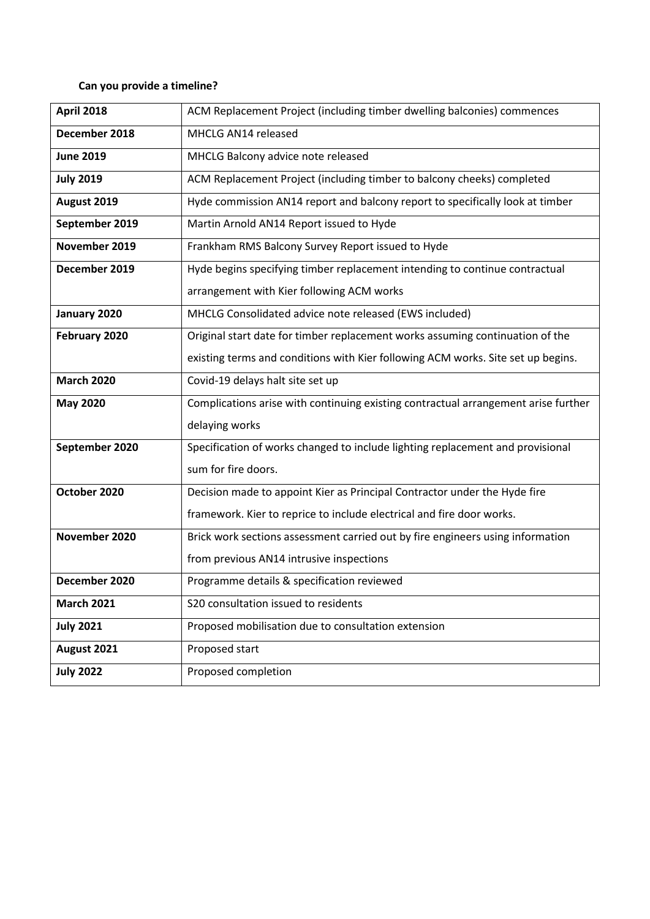**Can you provide a timeline?**

| | |
|---|---|
| **April 2018** | ACM Replacement Project (including timber dwelling balconies) commences |
| **December 2018** | MHCLG AN14 released |
| **June 2019** | MHCLG Balcony advice note released |
| **July 2019** | ACM Replacement Project (including timber to balcony cheeks) completed |
| **August 2019** | Hyde commission AN14 report and balcony report to specifically look at timber |
| **September 2019** | Martin Arnold AN14 Report issued to Hyde |
| **November 2019** | Frankham RMS Balcony Survey Report issued to Hyde |
| **December 2019** | Hyde begins specifying timber replacement intending to continue contractual arrangement with Kier following ACM works |
| **January 2020** | MHCLG Consolidated advice note released (EWS included) |
| **February 2020** | Original start date for timber replacement works assuming continuation of the existing terms and conditions with Kier following ACM works. Site set up begins. |
| **March 2020** | Covid-19 delays halt site set up |
| **May 2020** | Complications arise with continuing existing contractual arrangement arise further delaying works |
| **September 2020** | Specification of works changed to include lighting replacement and provisional sum for fire doors. |
| **October 2020** | Decision made to appoint Kier as Principal Contractor under the Hyde fire framework. Kier to reprice to include electrical and fire door works. |
| **November 2020** | Brick work sections assessment carried out by fire engineers using information from previous AN14 intrusive inspections |
| **December 2020** | Programme details & specification reviewed |
| **March 2021** | S20 consultation issued to residents |
| **July 2021** | Proposed mobilisation due to consultation extension |
| **August 2021** | Proposed start |
| **July 2022** | Proposed completion |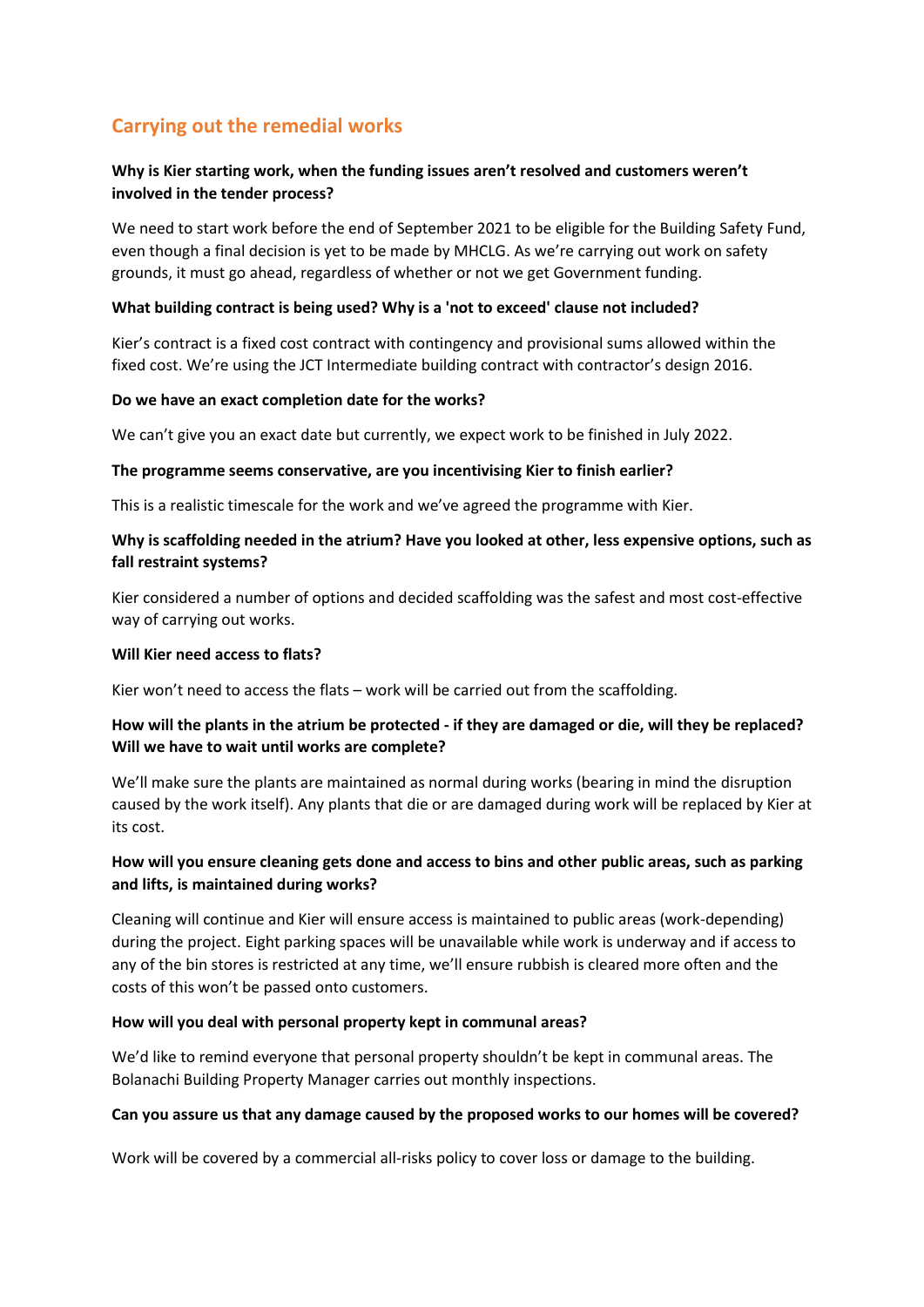## Carrying out the remedial works

**Why is Kier starting work, when the funding issues aren't resolved and customers weren't involved in the tender process?**

We need to start work before the end of September 2021 to be eligible for the Building Safety Fund, even though a final decision is yet to be made by MHCLG. As we're carrying out work on safety grounds, it must go ahead, regardless of whether or not we get Government funding.

**What building contract is being used? Why is a 'not to exceed' clause not included?**

Kier's contract is a fixed cost contract with contingency and provisional sums allowed within the fixed cost. We're using the JCT Intermediate building contract with contractor's design 2016.

**Do we have an exact completion date for the works?**

We can't give you an exact date but currently, we expect work to be finished in July 2022.

**The programme seems conservative, are you incentivising Kier to finish earlier?**

This is a realistic timescale for the work and we've agreed the programme with Kier.

**Why is scaffolding needed in the atrium? Have you looked at other, less expensive options, such as fall restraint systems?**

Kier considered a number of options and decided scaffolding was the safest and most cost-effective way of carrying out works.

**Will Kier need access to flats?**

Kier won't need to access the flats – work will be carried out from the scaffolding.

**How will the plants in the atrium be protected - if they are damaged or die, will they be replaced? Will we have to wait until works are complete?**

We'll make sure the plants are maintained as normal during works (bearing in mind the disruption caused by the work itself). Any plants that die or are damaged during work will be replaced by Kier at its cost.

**How will you ensure cleaning gets done and access to bins and other public areas, such as parking and lifts, is maintained during works?**

Cleaning will continue and Kier will ensure access is maintained to public areas (work-depending) during the project. Eight parking spaces will be unavailable while work is underway and if access to any of the bin stores is restricted at any time, we'll ensure rubbish is cleared more often and the costs of this won't be passed onto customers.

**How will you deal with personal property kept in communal areas?**

We'd like to remind everyone that personal property shouldn't be kept in communal areas. The Bolanachi Building Property Manager carries out monthly inspections.

**Can you assure us that any damage caused by the proposed works to our homes will be covered?**

Work will be covered by a commercial all-risks policy to cover loss or damage to the building.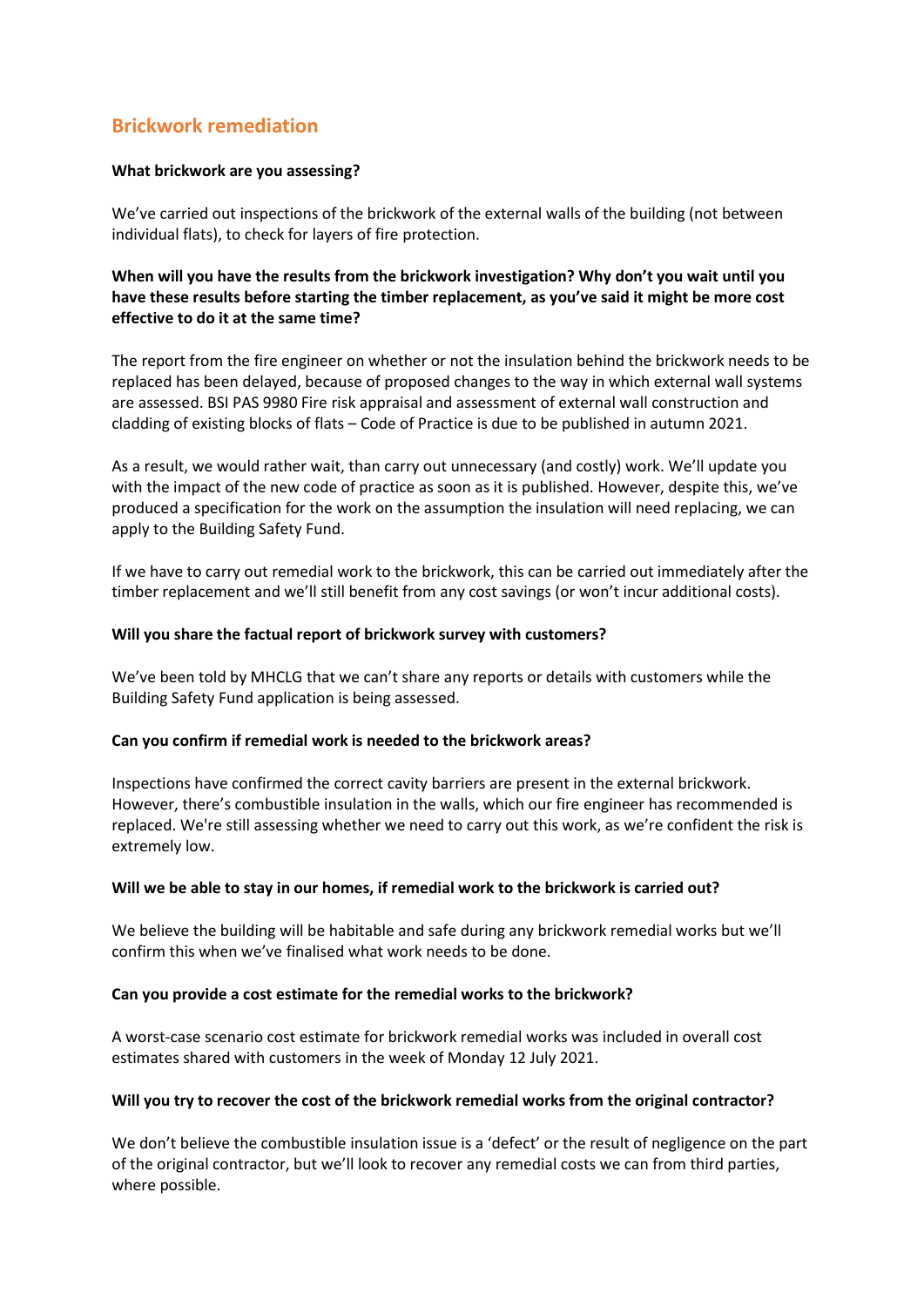## Brickwork remediation

**What brickwork are you assessing?**

We've carried out inspections of the brickwork of the external walls of the building (not between individual flats), to check for layers of fire protection.

**When will you have the results from the brickwork investigation? Why don't you wait until you have these results before starting the timber replacement, as you've said it might be more cost effective to do it at the same time?**

The report from the fire engineer on whether or not the insulation behind the brickwork needs to be replaced has been delayed, because of proposed changes to the way in which external wall systems are assessed. BSI PAS 9980 Fire risk appraisal and assessment of external wall construction and cladding of existing blocks of flats – Code of Practice is due to be published in autumn 2021.

As a result, we would rather wait, than carry out unnecessary (and costly) work. We'll update you with the impact of the new code of practice as soon as it is published. However, despite this, we've produced a specification for the work on the assumption the insulation will need replacing, we can apply to the Building Safety Fund.

If we have to carry out remedial work to the brickwork, this can be carried out immediately after the timber replacement and we'll still benefit from any cost savings (or won't incur additional costs).

**Will you share the factual report of brickwork survey with customers?**

We've been told by MHCLG that we can't share any reports or details with customers while the Building Safety Fund application is being assessed.

**Can you confirm if remedial work is needed to the brickwork areas?**

Inspections have confirmed the correct cavity barriers are present in the external brickwork. However, there's combustible insulation in the walls, which our fire engineer has recommended is replaced. We're still assessing whether we need to carry out this work, as we're confident the risk is extremely low.

**Will we be able to stay in our homes, if remedial work to the brickwork is carried out?**

We believe the building will be habitable and safe during any brickwork remedial works but we'll confirm this when we've finalised what work needs to be done.

**Can you provide a cost estimate for the remedial works to the brickwork?**

A worst-case scenario cost estimate for brickwork remedial works was included in overall cost estimates shared with customers in the week of Monday 12 July 2021.

**Will you try to recover the cost of the brickwork remedial works from the original contractor?**

We don't believe the combustible insulation issue is a 'defect' or the result of negligence on the part of the original contractor, but we'll look to recover any remedial costs we can from third parties, where possible.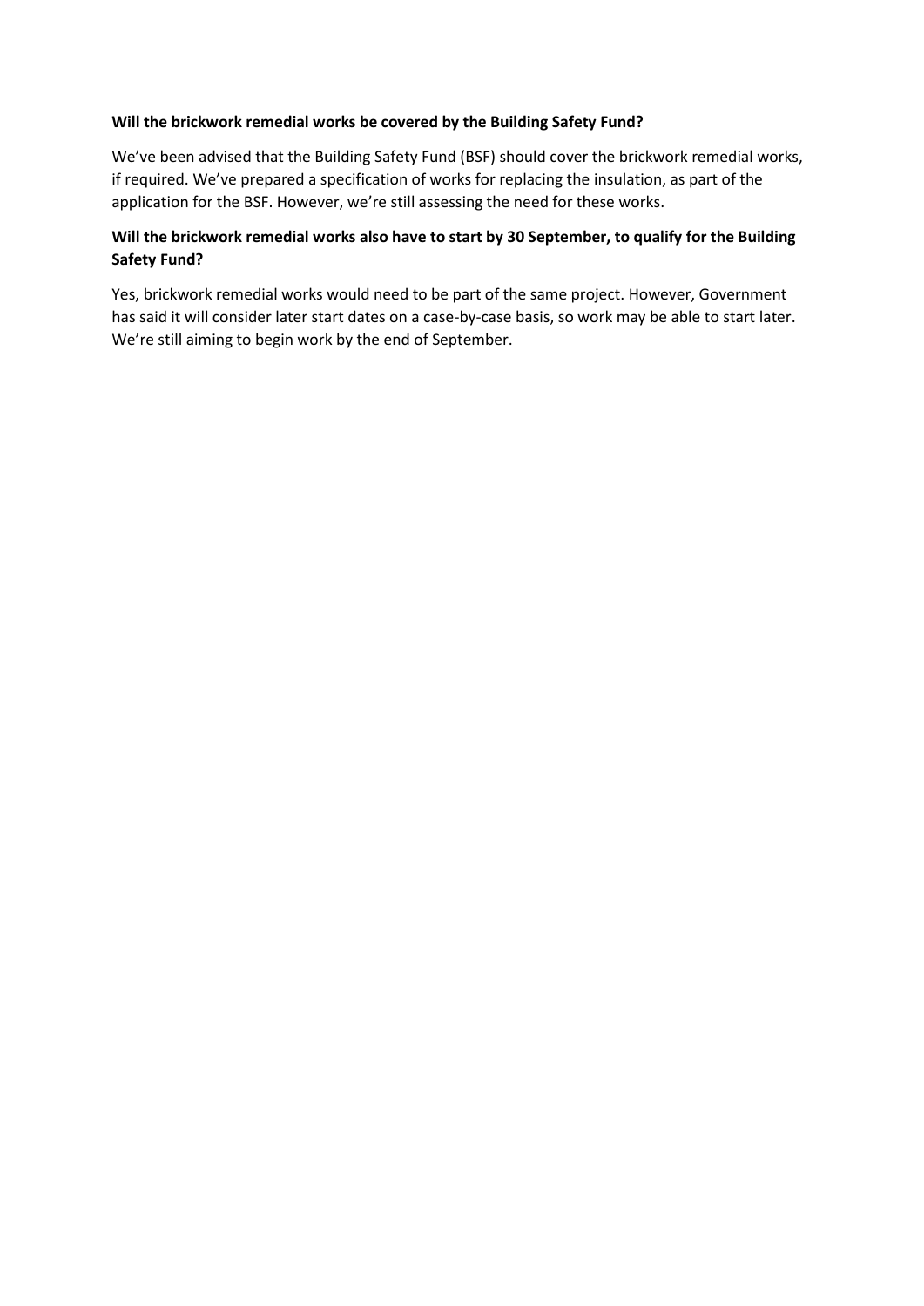**Will the brickwork remedial works be covered by the Building Safety Fund?**

We've been advised that the Building Safety Fund (BSF) should cover the brickwork remedial works, if required. We've prepared a specification of works for replacing the insulation, as part of the application for the BSF. However, we're still assessing the need for these works.

**Will the brickwork remedial works also have to start by 30 September, to qualify for the Building Safety Fund?**

Yes, brickwork remedial works would need to be part of the same project. However, Government has said it will consider later start dates on a case-by-case basis, so work may be able to start later. We're still aiming to begin work by the end of September.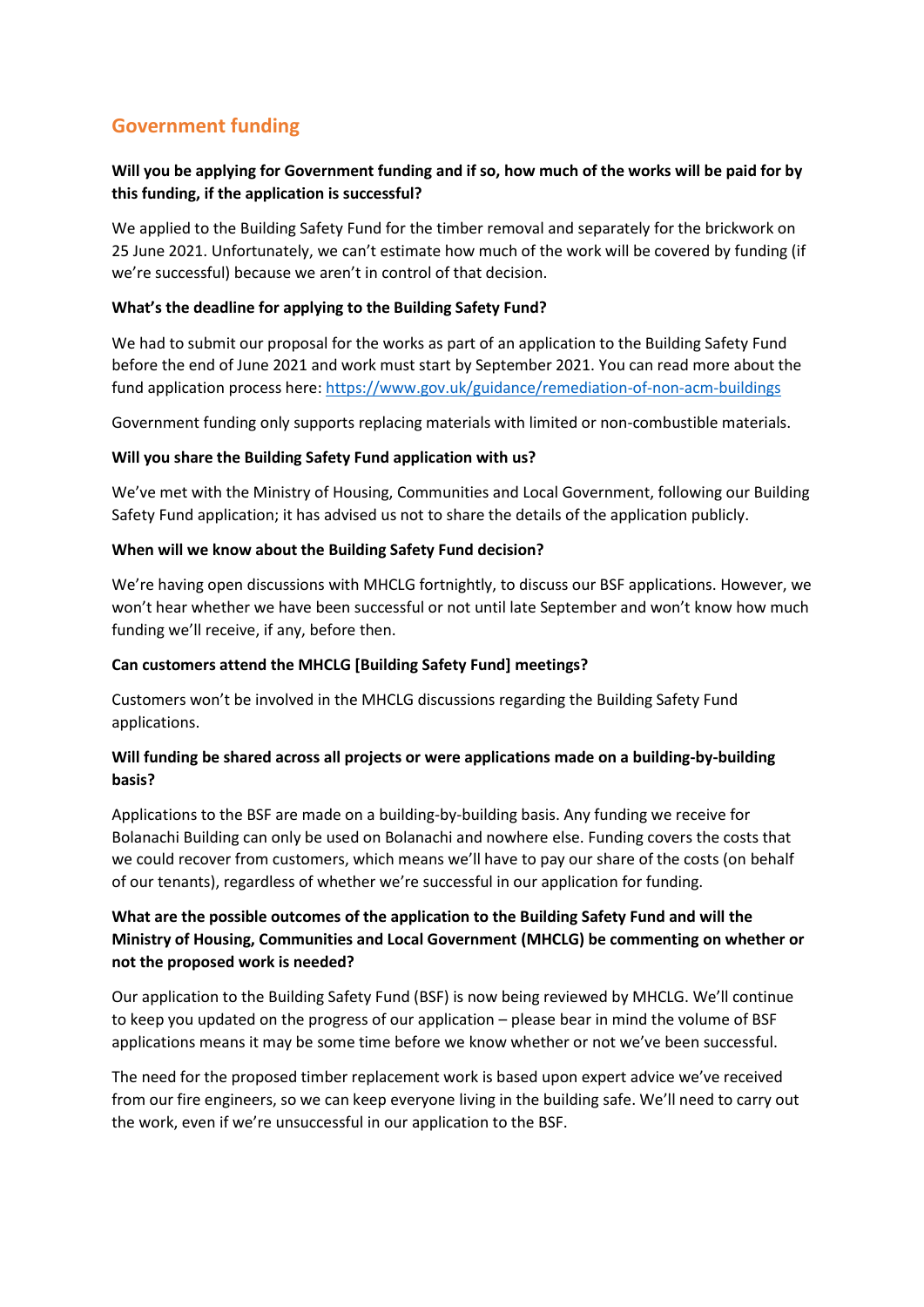## Government funding

**Will you be applying for Government funding and if so, how much of the works will be paid for by this funding, if the application is successful?**

We applied to the Building Safety Fund for the timber removal and separately for the brickwork on 25 June 2021. Unfortunately, we can't estimate how much of the work will be covered by funding (if we're successful) because we aren't in control of that decision.

**What's the deadline for applying to the Building Safety Fund?**

We had to submit our proposal for the works as part of an application to the Building Safety Fund before the end of June 2021 and work must start by September 2021. You can read more about the fund application process here: https://www.gov.uk/guidance/remediation-of-non-acm-buildings

Government funding only supports replacing materials with limited or non-combustible materials.

**Will you share the Building Safety Fund application with us?**

We've met with the Ministry of Housing, Communities and Local Government, following our Building Safety Fund application; it has advised us not to share the details of the application publicly.

**When will we know about the Building Safety Fund decision?**

We're having open discussions with MHCLG fortnightly, to discuss our BSF applications. However, we won't hear whether we have been successful or not until late September and won't know how much funding we'll receive, if any, before then.

**Can customers attend the MHCLG [Building Safety Fund] meetings?**

Customers won't be involved in the MHCLG discussions regarding the Building Safety Fund applications.

**Will funding be shared across all projects or were applications made on a building-by-building basis?**

Applications to the BSF are made on a building-by-building basis. Any funding we receive for Bolanachi Building can only be used on Bolanachi and nowhere else. Funding covers the costs that we could recover from customers, which means we'll have to pay our share of the costs (on behalf of our tenants), regardless of whether we're successful in our application for funding.

**What are the possible outcomes of the application to the Building Safety Fund and will the Ministry of Housing, Communities and Local Government (MHCLG) be commenting on whether or not the proposed work is needed?**

Our application to the Building Safety Fund (BSF) is now being reviewed by MHCLG. We'll continue to keep you updated on the progress of our application – please bear in mind the volume of BSF applications means it may be some time before we know whether or not we've been successful.

The need for the proposed timber replacement work is based upon expert advice we've received from our fire engineers, so we can keep everyone living in the building safe. We'll need to carry out the work, even if we're unsuccessful in our application to the BSF.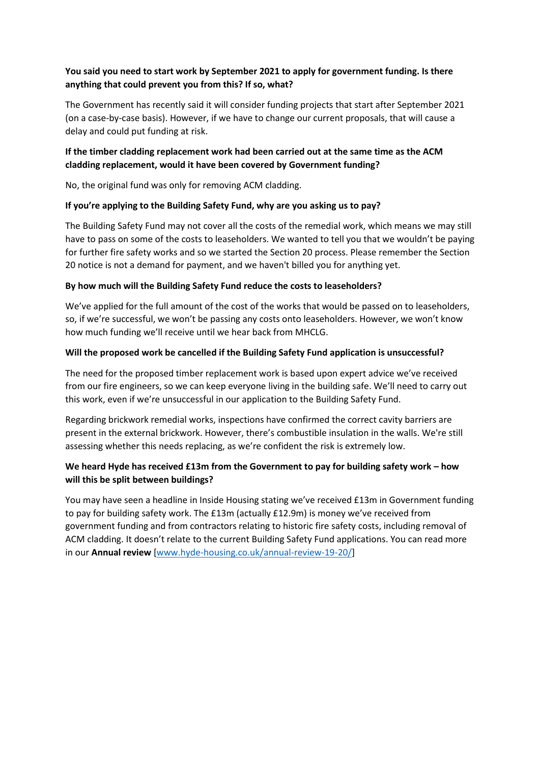**You said you need to start work by September 2021 to apply for government funding. Is there anything that could prevent you from this? If so, what?**

The Government has recently said it will consider funding projects that start after September 2021 (on a case-by-case basis). However, if we have to change our current proposals, that will cause a delay and could put funding at risk.

**If the timber cladding replacement work had been carried out at the same time as the ACM cladding replacement, would it have been covered by Government funding?**

No, the original fund was only for removing ACM cladding.

**If you're applying to the Building Safety Fund, why are you asking us to pay?**

The Building Safety Fund may not cover all the costs of the remedial work, which means we may still have to pass on some of the costs to leaseholders. We wanted to tell you that we wouldn't be paying for further fire safety works and so we started the Section 20 process. Please remember the Section 20 notice is not a demand for payment, and we haven't billed you for anything yet.

**By how much will the Building Safety Fund reduce the costs to leaseholders?**

We've applied for the full amount of the cost of the works that would be passed on to leaseholders, so, if we're successful, we won't be passing any costs onto leaseholders. However, we won't know how much funding we'll receive until we hear back from MHCLG.

**Will the proposed work be cancelled if the Building Safety Fund application is unsuccessful?**

The need for the proposed timber replacement work is based upon expert advice we've received from our fire engineers, so we can keep everyone living in the building safe. We'll need to carry out this work, even if we're unsuccessful in our application to the Building Safety Fund.

Regarding brickwork remedial works, inspections have confirmed the correct cavity barriers are present in the external brickwork. However, there's combustible insulation in the walls. We're still assessing whether this needs replacing, as we're confident the risk is extremely low.

**We heard Hyde has received £13m from the Government to pay for building safety work – how will this be split between buildings?**

You may have seen a headline in Inside Housing stating we've received £13m in Government funding to pay for building safety work. The £13m (actually £12.9m) is money we've received from government funding and from contractors relating to historic fire safety costs, including removal of ACM cladding. It doesn't relate to the current Building Safety Fund applications. You can read more in our **Annual review** [www.hyde-housing.co.uk/annual-review-19-20/]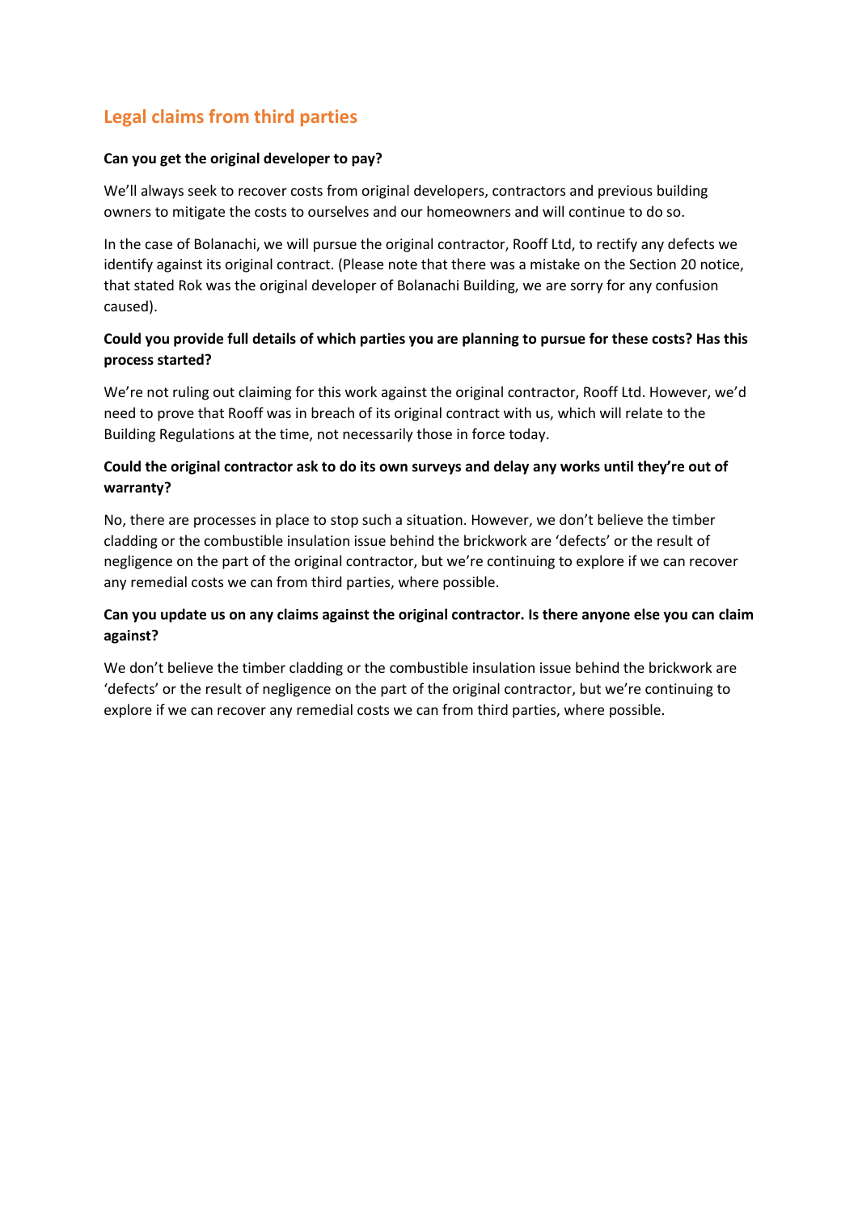## Legal claims from third parties

**Can you get the original developer to pay?**

We'll always seek to recover costs from original developers, contractors and previous building owners to mitigate the costs to ourselves and our homeowners and will continue to do so.

In the case of Bolanachi, we will pursue the original contractor, Rooff Ltd, to rectify any defects we identify against its original contract. (Please note that there was a mistake on the Section 20 notice, that stated Rok was the original developer of Bolanachi Building, we are sorry for any confusion caused).

**Could you provide full details of which parties you are planning to pursue for these costs? Has this process started?**

We're not ruling out claiming for this work against the original contractor, Rooff Ltd. However, we'd need to prove that Rooff was in breach of its original contract with us, which will relate to the Building Regulations at the time, not necessarily those in force today.

**Could the original contractor ask to do its own surveys and delay any works until they're out of warranty?**

No, there are processes in place to stop such a situation. However, we don't believe the timber cladding or the combustible insulation issue behind the brickwork are 'defects' or the result of negligence on the part of the original contractor, but we're continuing to explore if we can recover any remedial costs we can from third parties, where possible.

**Can you update us on any claims against the original contractor. Is there anyone else you can claim against?**

We don't believe the timber cladding or the combustible insulation issue behind the brickwork are 'defects' or the result of negligence on the part of the original contractor, but we're continuing to explore if we can recover any remedial costs we can from third parties, where possible.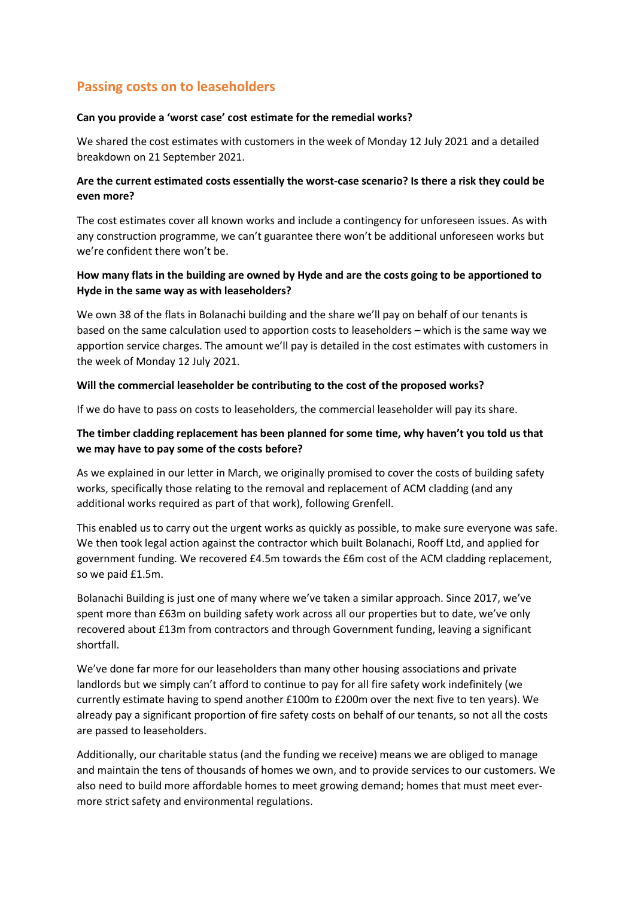## Passing costs on to leaseholders

**Can you provide a 'worst case' cost estimate for the remedial works?**

We shared the cost estimates with customers in the week of Monday 12 July 2021 and a detailed breakdown on 21 September 2021.

**Are the current estimated costs essentially the worst-case scenario? Is there a risk they could be even more?**

The cost estimates cover all known works and include a contingency for unforeseen issues. As with any construction programme, we can't guarantee there won't be additional unforeseen works but we're confident there won't be.

**How many flats in the building are owned by Hyde and are the costs going to be apportioned to Hyde in the same way as with leaseholders?**

We own 38 of the flats in Bolanachi building and the share we'll pay on behalf of our tenants is based on the same calculation used to apportion costs to leaseholders – which is the same way we apportion service charges. The amount we'll pay is detailed in the cost estimates with customers in the week of Monday 12 July 2021.

**Will the commercial leaseholder be contributing to the cost of the proposed works?**

If we do have to pass on costs to leaseholders, the commercial leaseholder will pay its share.

**The timber cladding replacement has been planned for some time, why haven't you told us that we may have to pay some of the costs before?**

As we explained in our letter in March, we originally promised to cover the costs of building safety works, specifically those relating to the removal and replacement of ACM cladding (and any additional works required as part of that work), following Grenfell.

This enabled us to carry out the urgent works as quickly as possible, to make sure everyone was safe. We then took legal action against the contractor which built Bolanachi, Rooff Ltd, and applied for government funding. We recovered £4.5m towards the £6m cost of the ACM cladding replacement, so we paid £1.5m.

Bolanachi Building is just one of many where we've taken a similar approach. Since 2017, we've spent more than £63m on building safety work across all our properties but to date, we've only recovered about £13m from contractors and through Government funding, leaving a significant shortfall.

We've done far more for our leaseholders than many other housing associations and private landlords but we simply can't afford to continue to pay for all fire safety work indefinitely (we currently estimate having to spend another £100m to £200m over the next five to ten years). We already pay a significant proportion of fire safety costs on behalf of our tenants, so not all the costs are passed to leaseholders.

Additionally, our charitable status (and the funding we receive) means we are obliged to manage and maintain the tens of thousands of homes we own, and to provide services to our customers. We also need to build more affordable homes to meet growing demand; homes that must meet ever-more strict safety and environmental regulations.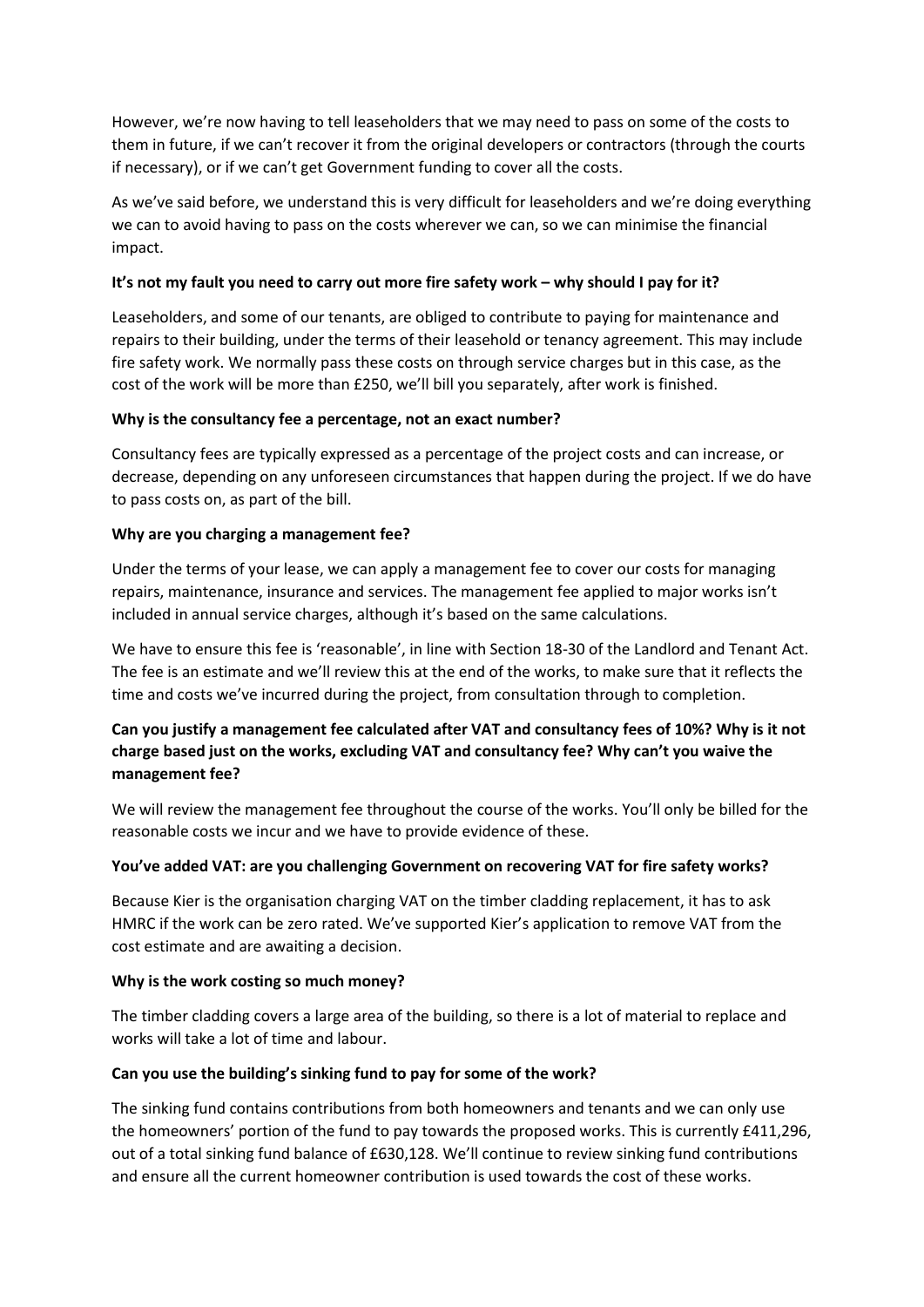However, we're now having to tell leaseholders that we may need to pass on some of the costs to them in future, if we can't recover it from the original developers or contractors (through the courts if necessary), or if we can't get Government funding to cover all the costs.

As we've said before, we understand this is very difficult for leaseholders and we're doing everything we can to avoid having to pass on the costs wherever we can, so we can minimise the financial impact.

**It's not my fault you need to carry out more fire safety work – why should I pay for it?**

Leaseholders, and some of our tenants, are obliged to contribute to paying for maintenance and repairs to their building, under the terms of their leasehold or tenancy agreement. This may include fire safety work. We normally pass these costs on through service charges but in this case, as the cost of the work will be more than £250, we'll bill you separately, after work is finished.

**Why is the consultancy fee a percentage, not an exact number?**

Consultancy fees are typically expressed as a percentage of the project costs and can increase, or decrease, depending on any unforeseen circumstances that happen during the project. If we do have to pass costs on, as part of the bill.

**Why are you charging a management fee?**

Under the terms of your lease, we can apply a management fee to cover our costs for managing repairs, maintenance, insurance and services. The management fee applied to major works isn't included in annual service charges, although it's based on the same calculations.

We have to ensure this fee is 'reasonable', in line with Section 18-30 of the Landlord and Tenant Act. The fee is an estimate and we'll review this at the end of the works, to make sure that it reflects the time and costs we've incurred during the project, from consultation through to completion.

**Can you justify a management fee calculated after VAT and consultancy fees of 10%? Why is it not charge based just on the works, excluding VAT and consultancy fee? Why can't you waive the management fee?**

We will review the management fee throughout the course of the works. You'll only be billed for the reasonable costs we incur and we have to provide evidence of these.

**You've added VAT: are you challenging Government on recovering VAT for fire safety works?**

Because Kier is the organisation charging VAT on the timber cladding replacement, it has to ask HMRC if the work can be zero rated. We've supported Kier's application to remove VAT from the cost estimate and are awaiting a decision.

**Why is the work costing so much money?**

The timber cladding covers a large area of the building, so there is a lot of material to replace and works will take a lot of time and labour.

**Can you use the building's sinking fund to pay for some of the work?**

The sinking fund contains contributions from both homeowners and tenants and we can only use the homeowners' portion of the fund to pay towards the proposed works. This is currently £411,296, out of a total sinking fund balance of £630,128. We'll continue to review sinking fund contributions and ensure all the current homeowner contribution is used towards the cost of these works.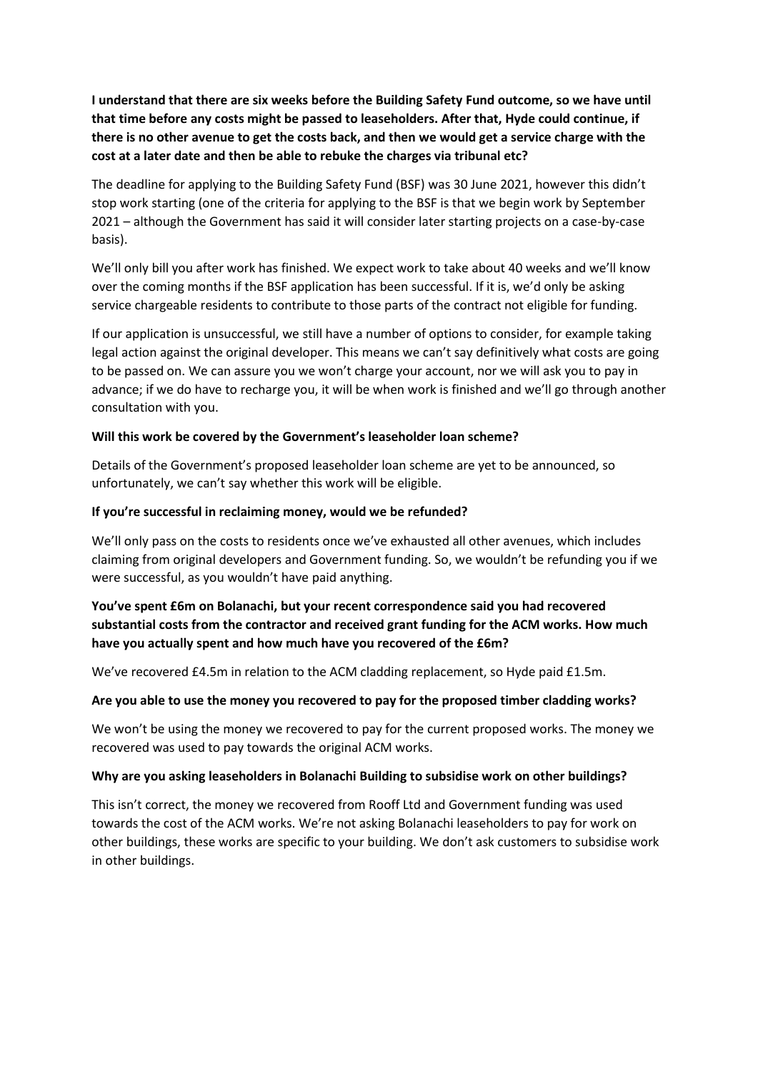**I understand that there are six weeks before the Building Safety Fund outcome, so we have until that time before any costs might be passed to leaseholders. After that, Hyde could continue, if there is no other avenue to get the costs back, and then we would get a service charge with the cost at a later date and then be able to rebuke the charges via tribunal etc?**

The deadline for applying to the Building Safety Fund (BSF) was 30 June 2021, however this didn't stop work starting (one of the criteria for applying to the BSF is that we begin work by September 2021 – although the Government has said it will consider later starting projects on a case-by-case basis).

We'll only bill you after work has finished. We expect work to take about 40 weeks and we'll know over the coming months if the BSF application has been successful. If it is, we'd only be asking service chargeable residents to contribute to those parts of the contract not eligible for funding.

If our application is unsuccessful, we still have a number of options to consider, for example taking legal action against the original developer. This means we can't say definitively what costs are going to be passed on. We can assure you we won't charge your account, nor we will ask you to pay in advance; if we do have to recharge you, it will be when work is finished and we'll go through another consultation with you.

**Will this work be covered by the Government's leaseholder loan scheme?**

Details of the Government's proposed leaseholder loan scheme are yet to be announced, so unfortunately, we can't say whether this work will be eligible.

**If you're successful in reclaiming money, would we be refunded?**

We'll only pass on the costs to residents once we've exhausted all other avenues, which includes claiming from original developers and Government funding. So, we wouldn't be refunding you if we were successful, as you wouldn't have paid anything.

**You've spent £6m on Bolanachi, but your recent correspondence said you had recovered substantial costs from the contractor and received grant funding for the ACM works. How much have you actually spent and how much have you recovered of the £6m?**

We've recovered £4.5m in relation to the ACM cladding replacement, so Hyde paid £1.5m.

**Are you able to use the money you recovered to pay for the proposed timber cladding works?**

We won't be using the money we recovered to pay for the current proposed works. The money we recovered was used to pay towards the original ACM works.

**Why are you asking leaseholders in Bolanachi Building to subsidise work on other buildings?**

This isn't correct, the money we recovered from Rooff Ltd and Government funding was used towards the cost of the ACM works. We're not asking Bolanachi leaseholders to pay for work on other buildings, these works are specific to your building. We don't ask customers to subsidise work in other buildings.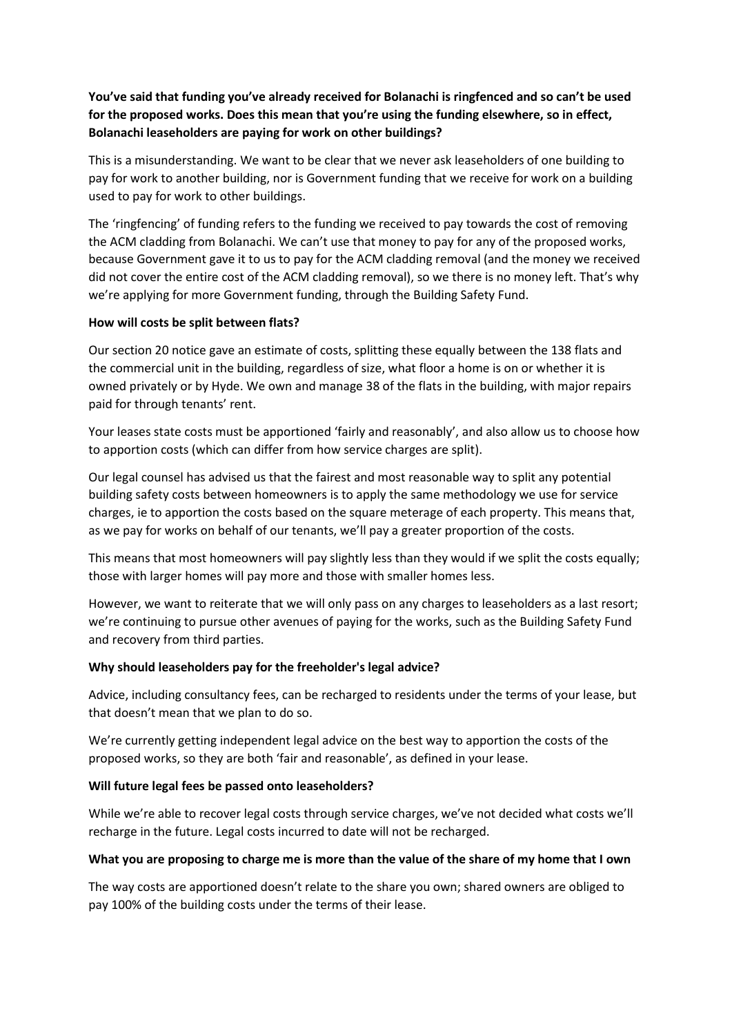**You've said that funding you've already received for Bolanachi is ringfenced and so can't be used for the proposed works. Does this mean that you're using the funding elsewhere, so in effect, Bolanachi leaseholders are paying for work on other buildings?**

This is a misunderstanding. We want to be clear that we never ask leaseholders of one building to pay for work to another building, nor is Government funding that we receive for work on a building used to pay for work to other buildings.

The 'ringfencing' of funding refers to the funding we received to pay towards the cost of removing the ACM cladding from Bolanachi. We can't use that money to pay for any of the proposed works, because Government gave it to us to pay for the ACM cladding removal (and the money we received did not cover the entire cost of the ACM cladding removal), so we there is no money left. That's why we're applying for more Government funding, through the Building Safety Fund.

**How will costs be split between flats?**

Our section 20 notice gave an estimate of costs, splitting these equally between the 138 flats and the commercial unit in the building, regardless of size, what floor a home is on or whether it is owned privately or by Hyde. We own and manage 38 of the flats in the building, with major repairs paid for through tenants' rent.

Your leases state costs must be apportioned 'fairly and reasonably', and also allow us to choose how to apportion costs (which can differ from how service charges are split).

Our legal counsel has advised us that the fairest and most reasonable way to split any potential building safety costs between homeowners is to apply the same methodology we use for service charges, ie to apportion the costs based on the square meterage of each property. This means that, as we pay for works on behalf of our tenants, we'll pay a greater proportion of the costs.

This means that most homeowners will pay slightly less than they would if we split the costs equally; those with larger homes will pay more and those with smaller homes less.

However, we want to reiterate that we will only pass on any charges to leaseholders as a last resort; we're continuing to pursue other avenues of paying for the works, such as the Building Safety Fund and recovery from third parties.

**Why should leaseholders pay for the freeholder's legal advice?**

Advice, including consultancy fees, can be recharged to residents under the terms of your lease, but that doesn't mean that we plan to do so.

We're currently getting independent legal advice on the best way to apportion the costs of the proposed works, so they are both 'fair and reasonable', as defined in your lease.

**Will future legal fees be passed onto leaseholders?**

While we're able to recover legal costs through service charges, we've not decided what costs we'll recharge in the future. Legal costs incurred to date will not be recharged.

**What you are proposing to charge me is more than the value of the share of my home that I own**

The way costs are apportioned doesn't relate to the share you own; shared owners are obliged to pay 100% of the building costs under the terms of their lease.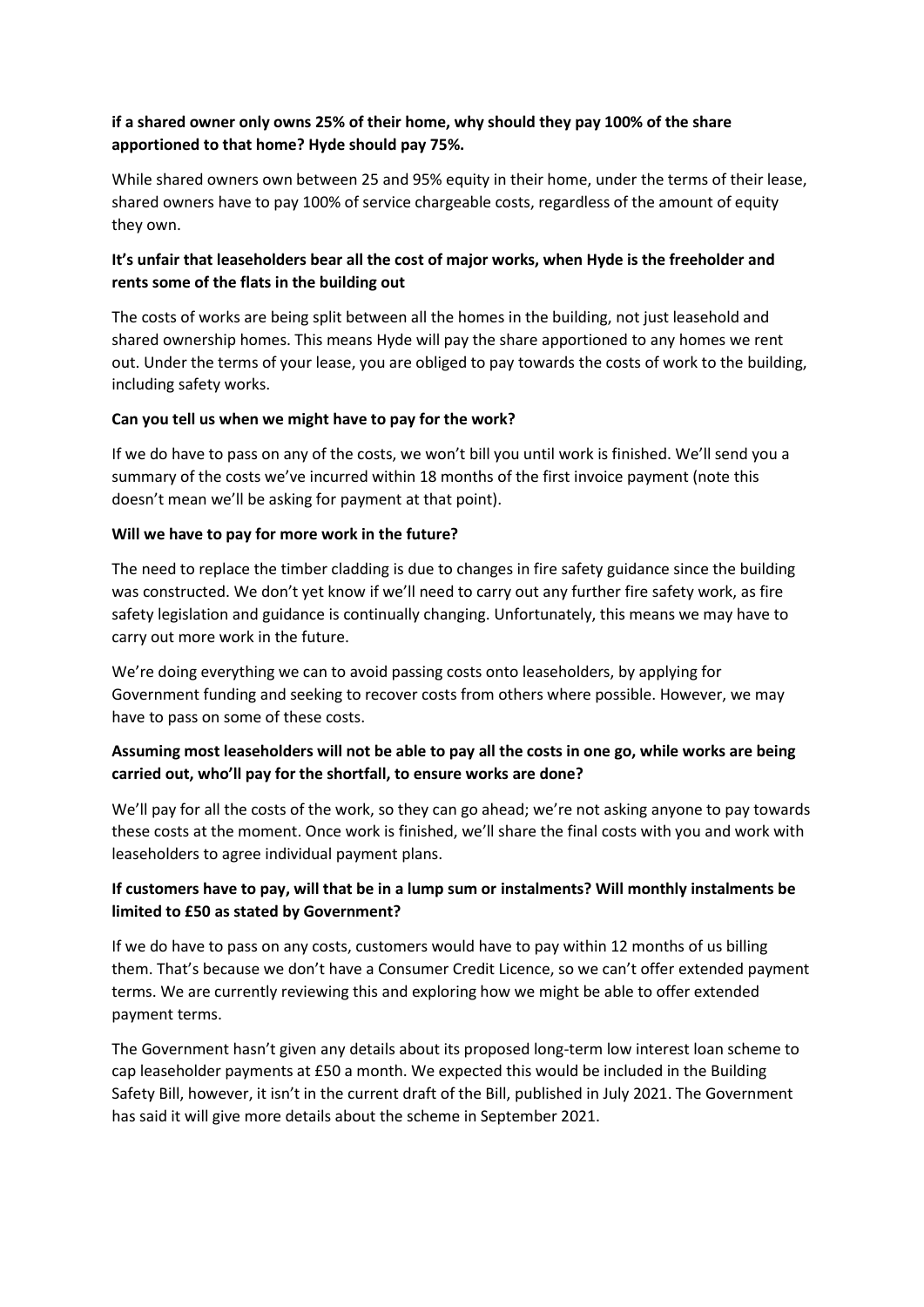**if a shared owner only owns 25% of their home, why should they pay 100% of the share apportioned to that home? Hyde should pay 75%.**

While shared owners own between 25 and 95% equity in their home, under the terms of their lease, shared owners have to pay 100% of service chargeable costs, regardless of the amount of equity they own.

**It's unfair that leaseholders bear all the cost of major works, when Hyde is the freeholder and rents some of the flats in the building out**

The costs of works are being split between all the homes in the building, not just leasehold and shared ownership homes. This means Hyde will pay the share apportioned to any homes we rent out. Under the terms of your lease, you are obliged to pay towards the costs of work to the building, including safety works.

**Can you tell us when we might have to pay for the work?**

If we do have to pass on any of the costs, we won't bill you until work is finished. We'll send you a summary of the costs we've incurred within 18 months of the first invoice payment (note this doesn't mean we'll be asking for payment at that point).

**Will we have to pay for more work in the future?**

The need to replace the timber cladding is due to changes in fire safety guidance since the building was constructed. We don't yet know if we'll need to carry out any further fire safety work, as fire safety legislation and guidance is continually changing. Unfortunately, this means we may have to carry out more work in the future.

We're doing everything we can to avoid passing costs onto leaseholders, by applying for Government funding and seeking to recover costs from others where possible. However, we may have to pass on some of these costs.

**Assuming most leaseholders will not be able to pay all the costs in one go, while works are being carried out, who'll pay for the shortfall, to ensure works are done?**

We'll pay for all the costs of the work, so they can go ahead; we're not asking anyone to pay towards these costs at the moment. Once work is finished, we'll share the final costs with you and work with leaseholders to agree individual payment plans.

**If customers have to pay, will that be in a lump sum or instalments? Will monthly instalments be limited to £50 as stated by Government?**

If we do have to pass on any costs, customers would have to pay within 12 months of us billing them. That's because we don't have a Consumer Credit Licence, so we can't offer extended payment terms. We are currently reviewing this and exploring how we might be able to offer extended payment terms.

The Government hasn't given any details about its proposed long-term low interest loan scheme to cap leaseholder payments at £50 a month. We expected this would be included in the Building Safety Bill, however, it isn't in the current draft of the Bill, published in July 2021. The Government has said it will give more details about the scheme in September 2021.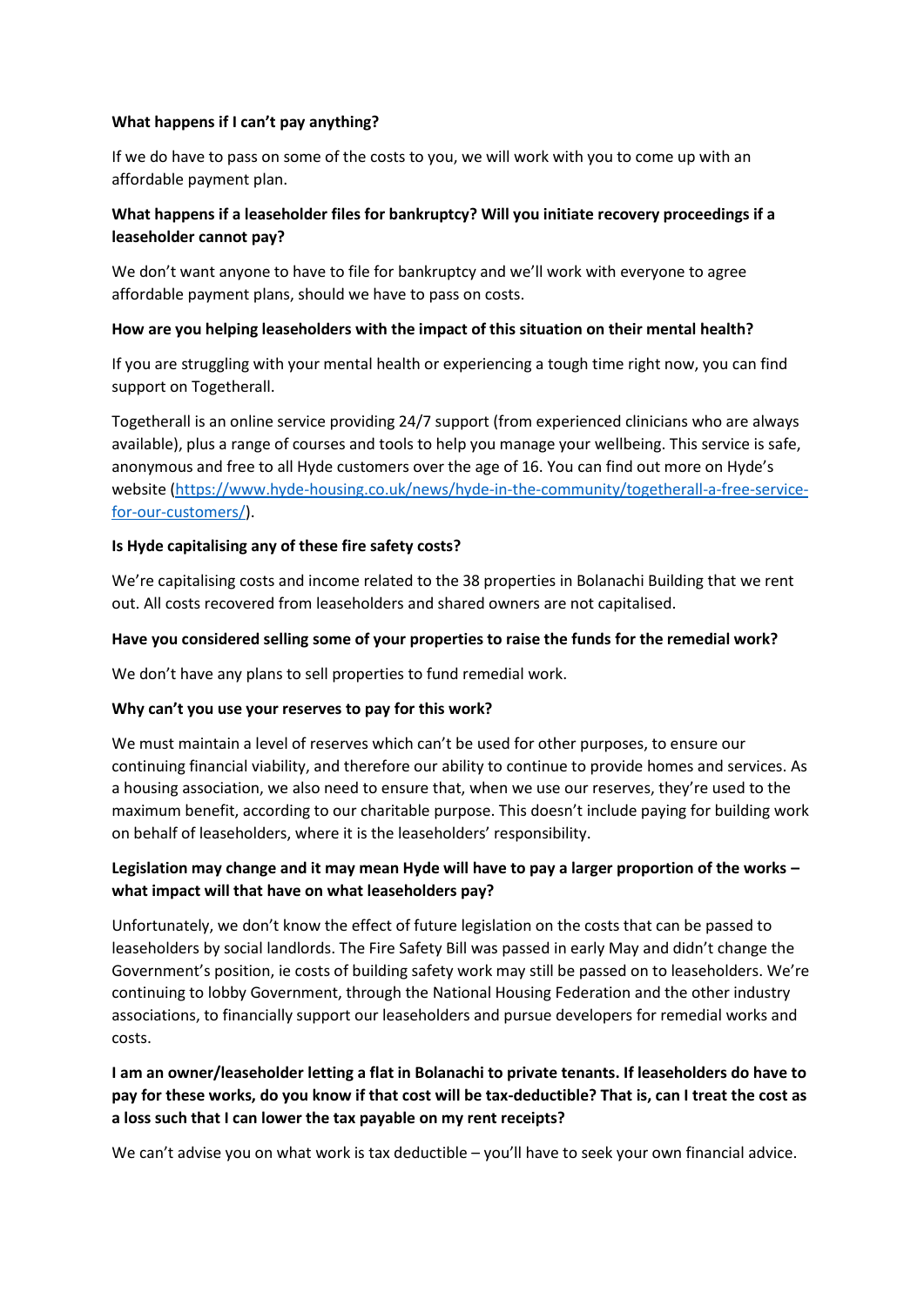**What happens if I can't pay anything?**

If we do have to pass on some of the costs to you, we will work with you to come up with an affordable payment plan.

**What happens if a leaseholder files for bankruptcy? Will you initiate recovery proceedings if a leaseholder cannot pay?**

We don't want anyone to have to file for bankruptcy and we'll work with everyone to agree affordable payment plans, should we have to pass on costs.

**How are you helping leaseholders with the impact of this situation on their mental health?**

If you are struggling with your mental health or experiencing a tough time right now, you can find support on Togetherall.

Togetherall is an online service providing 24/7 support (from experienced clinicians who are always available), plus a range of courses and tools to help you manage your wellbeing. This service is safe, anonymous and free to all Hyde customers over the age of 16. You can find out more on Hyde's website (https://www.hyde-housing.co.uk/news/hyde-in-the-community/togetherall-a-free-service-for-our-customers/).

**Is Hyde capitalising any of these fire safety costs?**

We're capitalising costs and income related to the 38 properties in Bolanachi Building that we rent out. All costs recovered from leaseholders and shared owners are not capitalised.

**Have you considered selling some of your properties to raise the funds for the remedial work?**

We don't have any plans to sell properties to fund remedial work.

**Why can't you use your reserves to pay for this work?**

We must maintain a level of reserves which can't be used for other purposes, to ensure our continuing financial viability, and therefore our ability to continue to provide homes and services. As a housing association, we also need to ensure that, when we use our reserves, they're used to the maximum benefit, according to our charitable purpose. This doesn't include paying for building work on behalf of leaseholders, where it is the leaseholders' responsibility.

**Legislation may change and it may mean Hyde will have to pay a larger proportion of the works – what impact will that have on what leaseholders pay?**

Unfortunately, we don't know the effect of future legislation on the costs that can be passed to leaseholders by social landlords. The Fire Safety Bill was passed in early May and didn't change the Government's position, ie costs of building safety work may still be passed on to leaseholders. We're continuing to lobby Government, through the National Housing Federation and the other industry associations, to financially support our leaseholders and pursue developers for remedial works and costs.

**I am an owner/leaseholder letting a flat in Bolanachi to private tenants. If leaseholders do have to pay for these works, do you know if that cost will be tax-deductible? That is, can I treat the cost as a loss such that I can lower the tax payable on my rent receipts?**

We can't advise you on what work is tax deductible – you'll have to seek your own financial advice.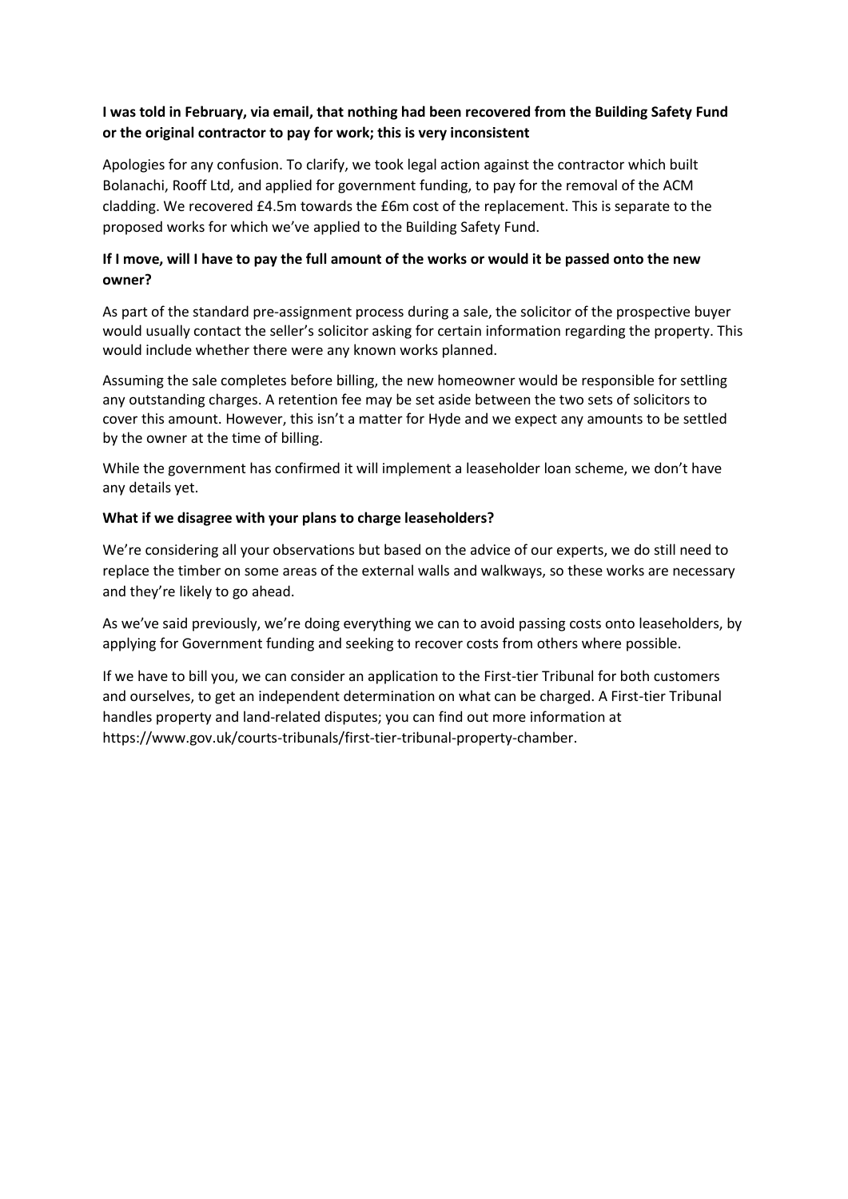**I was told in February, via email, that nothing had been recovered from the Building Safety Fund or the original contractor to pay for work; this is very inconsistent**

Apologies for any confusion. To clarify, we took legal action against the contractor which built Bolanachi, Rooff Ltd, and applied for government funding, to pay for the removal of the ACM cladding. We recovered £4.5m towards the £6m cost of the replacement. This is separate to the proposed works for which we've applied to the Building Safety Fund.

**If I move, will I have to pay the full amount of the works or would it be passed onto the new owner?**

As part of the standard pre-assignment process during a sale, the solicitor of the prospective buyer would usually contact the seller's solicitor asking for certain information regarding the property. This would include whether there were any known works planned.

Assuming the sale completes before billing, the new homeowner would be responsible for settling any outstanding charges. A retention fee may be set aside between the two sets of solicitors to cover this amount. However, this isn't a matter for Hyde and we expect any amounts to be settled by the owner at the time of billing.

While the government has confirmed it will implement a leaseholder loan scheme, we don't have any details yet.

**What if we disagree with your plans to charge leaseholders?**

We're considering all your observations but based on the advice of our experts, we do still need to replace the timber on some areas of the external walls and walkways, so these works are necessary and they're likely to go ahead.

As we've said previously, we're doing everything we can to avoid passing costs onto leaseholders, by applying for Government funding and seeking to recover costs from others where possible.

If we have to bill you, we can consider an application to the First-tier Tribunal for both customers and ourselves, to get an independent determination on what can be charged. A First-tier Tribunal handles property and land-related disputes; you can find out more information at https://www.gov.uk/courts-tribunals/first-tier-tribunal-property-chamber.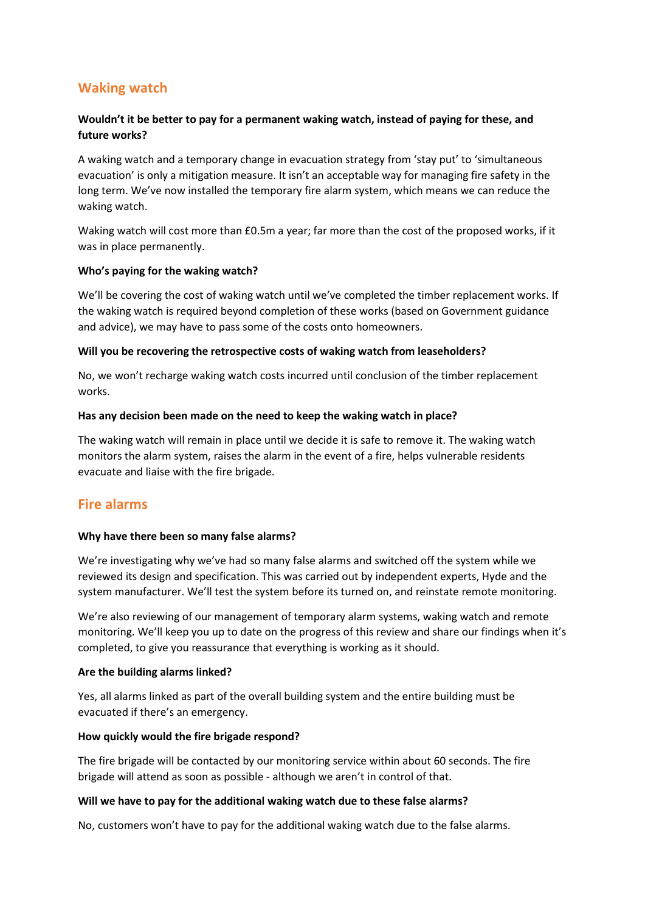## Waking watch

**Wouldn't it be better to pay for a permanent waking watch, instead of paying for these, and future works?**

A waking watch and a temporary change in evacuation strategy from 'stay put' to 'simultaneous evacuation' is only a mitigation measure. It isn't an acceptable way for managing fire safety in the long term. We've now installed the temporary fire alarm system, which means we can reduce the waking watch.

Waking watch will cost more than £0.5m a year; far more than the cost of the proposed works, if it was in place permanently.

**Who's paying for the waking watch?**

We'll be covering the cost of waking watch until we've completed the timber replacement works. If the waking watch is required beyond completion of these works (based on Government guidance and advice), we may have to pass some of the costs onto homeowners.

**Will you be recovering the retrospective costs of waking watch from leaseholders?**

No, we won't recharge waking watch costs incurred until conclusion of the timber replacement works.

**Has any decision been made on the need to keep the waking watch in place?**

The waking watch will remain in place until we decide it is safe to remove it. The waking watch monitors the alarm system, raises the alarm in the event of a fire, helps vulnerable residents evacuate and liaise with the fire brigade.

## Fire alarms

**Why have there been so many false alarms?**

We're investigating why we've had so many false alarms and switched off the system while we reviewed its design and specification. This was carried out by independent experts, Hyde and the system manufacturer. We'll test the system before its turned on, and reinstate remote monitoring.

We're also reviewing of our management of temporary alarm systems, waking watch and remote monitoring. We'll keep you up to date on the progress of this review and share our findings when it's completed, to give you reassurance that everything is working as it should.

**Are the building alarms linked?**

Yes, all alarms linked as part of the overall building system and the entire building must be evacuated if there's an emergency.

**How quickly would the fire brigade respond?**

The fire brigade will be contacted by our monitoring service within about 60 seconds. The fire brigade will attend as soon as possible - although we aren't in control of that.

**Will we have to pay for the additional waking watch due to these false alarms?**

No, customers won't have to pay for the additional waking watch due to the false alarms.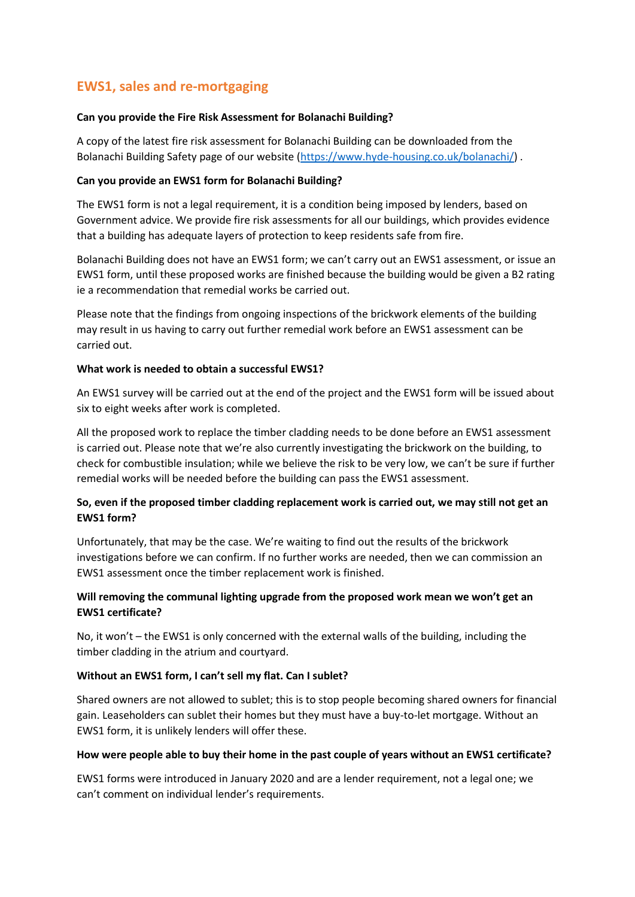## EWS1, sales and re-mortgaging

**Can you provide the Fire Risk Assessment for Bolanachi Building?**

A copy of the latest fire risk assessment for Bolanachi Building can be downloaded from the Bolanachi Building Safety page of our website ([https://www.hyde-housing.co.uk/bolanachi/](https://www.hyde-housing.co.uk/bolanachi/)) .

**Can you provide an EWS1 form for Bolanachi Building?**

The EWS1 form is not a legal requirement, it is a condition being imposed by lenders, based on Government advice. We provide fire risk assessments for all our buildings, which provides evidence that a building has adequate layers of protection to keep residents safe from fire.

Bolanachi Building does not have an EWS1 form; we can't carry out an EWS1 assessment, or issue an EWS1 form, until these proposed works are finished because the building would be given a B2 rating ie a recommendation that remedial works be carried out.

Please note that the findings from ongoing inspections of the brickwork elements of the building may result in us having to carry out further remedial work before an EWS1 assessment can be carried out.

**What work is needed to obtain a successful EWS1?**

An EWS1 survey will be carried out at the end of the project and the EWS1 form will be issued about six to eight weeks after work is completed.

All the proposed work to replace the timber cladding needs to be done before an EWS1 assessment is carried out. Please note that we're also currently investigating the brickwork on the building, to check for combustible insulation; while we believe the risk to be very low, we can't be sure if further remedial works will be needed before the building can pass the EWS1 assessment.

**So, even if the proposed timber cladding replacement work is carried out, we may still not get an EWS1 form?**

Unfortunately, that may be the case. We're waiting to find out the results of the brickwork investigations before we can confirm. If no further works are needed, then we can commission an EWS1 assessment once the timber replacement work is finished.

**Will removing the communal lighting upgrade from the proposed work mean we won't get an EWS1 certificate?**

No, it won't – the EWS1 is only concerned with the external walls of the building, including the timber cladding in the atrium and courtyard.

**Without an EWS1 form, I can't sell my flat. Can I sublet?**

Shared owners are not allowed to sublet; this is to stop people becoming shared owners for financial gain. Leaseholders can sublet their homes but they must have a buy-to-let mortgage. Without an EWS1 form, it is unlikely lenders will offer these.

**How were people able to buy their home in the past couple of years without an EWS1 certificate?**

EWS1 forms were introduced in January 2020 and are a lender requirement, not a legal one; we can't comment on individual lender's requirements.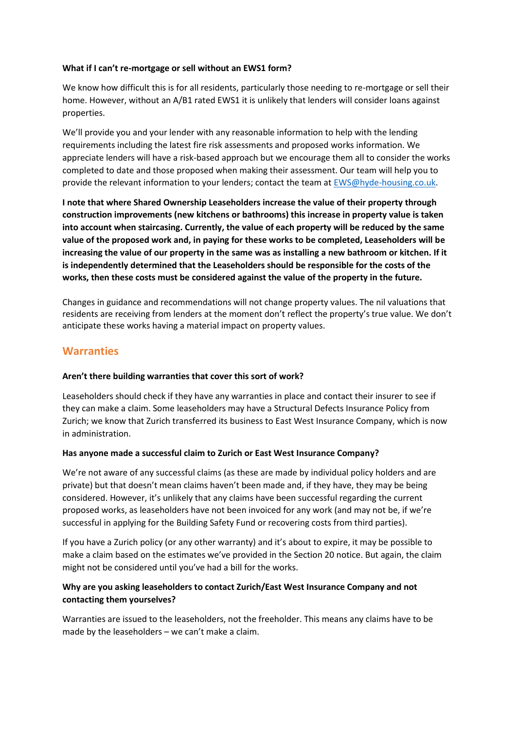**What if I can't re-mortgage or sell without an EWS1 form?**

We know how difficult this is for all residents, particularly those needing to re-mortgage or sell their home. However, without an A/B1 rated EWS1 it is unlikely that lenders will consider loans against properties.

We'll provide you and your lender with any reasonable information to help with the lending requirements including the latest fire risk assessments and proposed works information. We appreciate lenders will have a risk-based approach but we encourage them all to consider the works completed to date and those proposed when making their assessment. Our team will help you to provide the relevant information to your lenders; contact the team at EWS@hyde-housing.co.uk.

**I note that where Shared Ownership Leaseholders increase the value of their property through construction improvements (new kitchens or bathrooms) this increase in property value is taken into account when staircasing. Currently, the value of each property will be reduced by the same value of the proposed work and, in paying for these works to be completed, Leaseholders will be increasing the value of our property in the same was as installing a new bathroom or kitchen. If it is independently determined that the Leaseholders should be responsible for the costs of the works, then these costs must be considered against the value of the property in the future.**

Changes in guidance and recommendations will not change property values. The nil valuations that residents are receiving from lenders at the moment don't reflect the property's true value. We don't anticipate these works having a material impact on property values.

## Warranties

**Aren't there building warranties that cover this sort of work?**

Leaseholders should check if they have any warranties in place and contact their insurer to see if they can make a claim. Some leaseholders may have a Structural Defects Insurance Policy from Zurich; we know that Zurich transferred its business to East West Insurance Company, which is now in administration.

**Has anyone made a successful claim to Zurich or East West Insurance Company?**

We're not aware of any successful claims (as these are made by individual policy holders and are private) but that doesn't mean claims haven't been made and, if they have, they may be being considered. However, it's unlikely that any claims have been successful regarding the current proposed works, as leaseholders have not been invoiced for any work (and may not be, if we're successful in applying for the Building Safety Fund or recovering costs from third parties).

If you have a Zurich policy (or any other warranty) and it's about to expire, it may be possible to make a claim based on the estimates we've provided in the Section 20 notice. But again, the claim might not be considered until you've had a bill for the works.

**Why are you asking leaseholders to contact Zurich/East West Insurance Company and not contacting them yourselves?**

Warranties are issued to the leaseholders, not the freeholder. This means any claims have to be made by the leaseholders – we can't make a claim.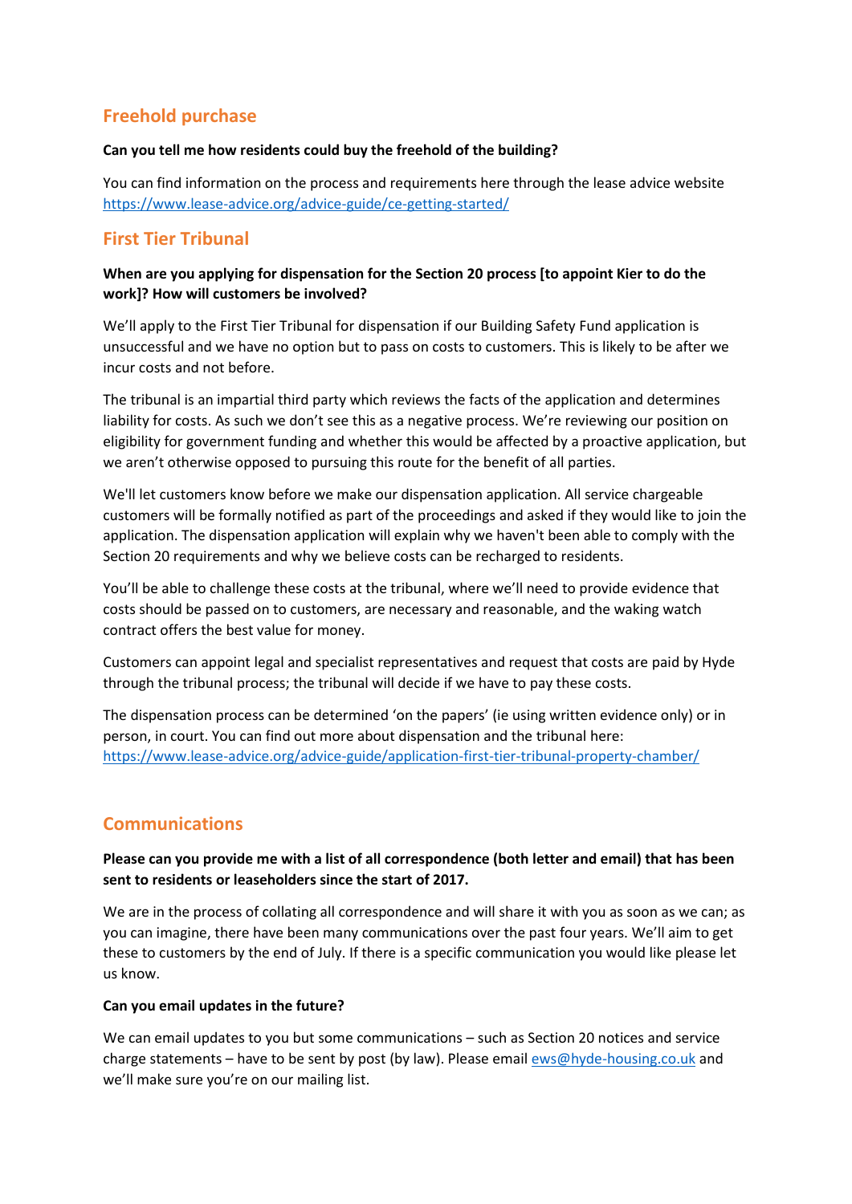## Freehold purchase

**Can you tell me how residents could buy the freehold of the building?**

You can find information on the process and requirements here through the lease advice website https://www.lease-advice.org/advice-guide/ce-getting-started/

## First Tier Tribunal

**When are you applying for dispensation for the Section 20 process [to appoint Kier to do the work]? How will customers be involved?**

We'll apply to the First Tier Tribunal for dispensation if our Building Safety Fund application is unsuccessful and we have no option but to pass on costs to customers. This is likely to be after we incur costs and not before.

The tribunal is an impartial third party which reviews the facts of the application and determines liability for costs. As such we don't see this as a negative process. We're reviewing our position on eligibility for government funding and whether this would be affected by a proactive application, but we aren't otherwise opposed to pursuing this route for the benefit of all parties.

We'll let customers know before we make our dispensation application. All service chargeable customers will be formally notified as part of the proceedings and asked if they would like to join the application. The dispensation application will explain why we haven't been able to comply with the Section 20 requirements and why we believe costs can be recharged to residents.

You'll be able to challenge these costs at the tribunal, where we'll need to provide evidence that costs should be passed on to customers, are necessary and reasonable, and the waking watch contract offers the best value for money.

Customers can appoint legal and specialist representatives and request that costs are paid by Hyde through the tribunal process; the tribunal will decide if we have to pay these costs.

The dispensation process can be determined 'on the papers' (ie using written evidence only) or in person, in court. You can find out more about dispensation and the tribunal here: https://www.lease-advice.org/advice-guide/application-first-tier-tribunal-property-chamber/

## Communications

**Please can you provide me with a list of all correspondence (both letter and email) that has been sent to residents or leaseholders since the start of 2017.**

We are in the process of collating all correspondence and will share it with you as soon as we can; as you can imagine, there have been many communications over the past four years. We'll aim to get these to customers by the end of July. If there is a specific communication you would like please let us know.

**Can you email updates in the future?**

We can email updates to you but some communications – such as Section 20 notices and service charge statements – have to be sent by post (by law). Please email ews@hyde-housing.co.uk and we'll make sure you're on our mailing list.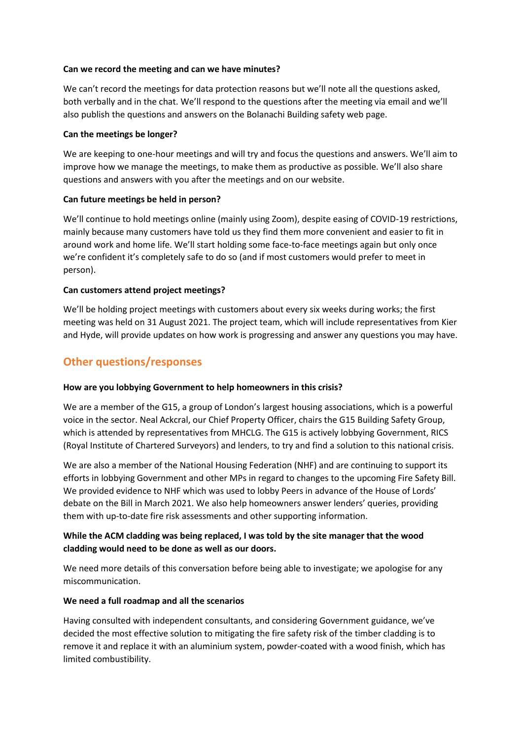**Can we record the meeting and can we have minutes?**

We can't record the meetings for data protection reasons but we'll note all the questions asked, both verbally and in the chat. We'll respond to the questions after the meeting via email and we'll also publish the questions and answers on the Bolanachi Building safety web page.

**Can the meetings be longer?**

We are keeping to one-hour meetings and will try and focus the questions and answers. We'll aim to improve how we manage the meetings, to make them as productive as possible. We'll also share questions and answers with you after the meetings and on our website.

**Can future meetings be held in person?**

We'll continue to hold meetings online (mainly using Zoom), despite easing of COVID-19 restrictions, mainly because many customers have told us they find them more convenient and easier to fit in around work and home life. We'll start holding some face-to-face meetings again but only once we're confident it's completely safe to do so (and if most customers would prefer to meet in person).

**Can customers attend project meetings?**

We'll be holding project meetings with customers about every six weeks during works; the first meeting was held on 31 August 2021. The project team, which will include representatives from Kier and Hyde, will provide updates on how work is progressing and answer any questions you may have.

## Other questions/responses

**How are you lobbying Government to help homeowners in this crisis?**

We are a member of the G15, a group of London's largest housing associations, which is a powerful voice in the sector. Neal Ackcral, our Chief Property Officer, chairs the G15 Building Safety Group, which is attended by representatives from MHCLG. The G15 is actively lobbying Government, RICS (Royal Institute of Chartered Surveyors) and lenders, to try and find a solution to this national crisis.

We are also a member of the National Housing Federation (NHF) and are continuing to support its efforts in lobbying Government and other MPs in regard to changes to the upcoming Fire Safety Bill. We provided evidence to NHF which was used to lobby Peers in advance of the House of Lords' debate on the Bill in March 2021. We also help homeowners answer lenders' queries, providing them with up-to-date fire risk assessments and other supporting information.

**While the ACM cladding was being replaced, I was told by the site manager that the wood cladding would need to be done as well as our doors.**

We need more details of this conversation before being able to investigate; we apologise for any miscommunication.

**We need a full roadmap and all the scenarios**

Having consulted with independent consultants, and considering Government guidance, we've decided the most effective solution to mitigating the fire safety risk of the timber cladding is to remove it and replace it with an aluminium system, powder-coated with a wood finish, which has limited combustibility.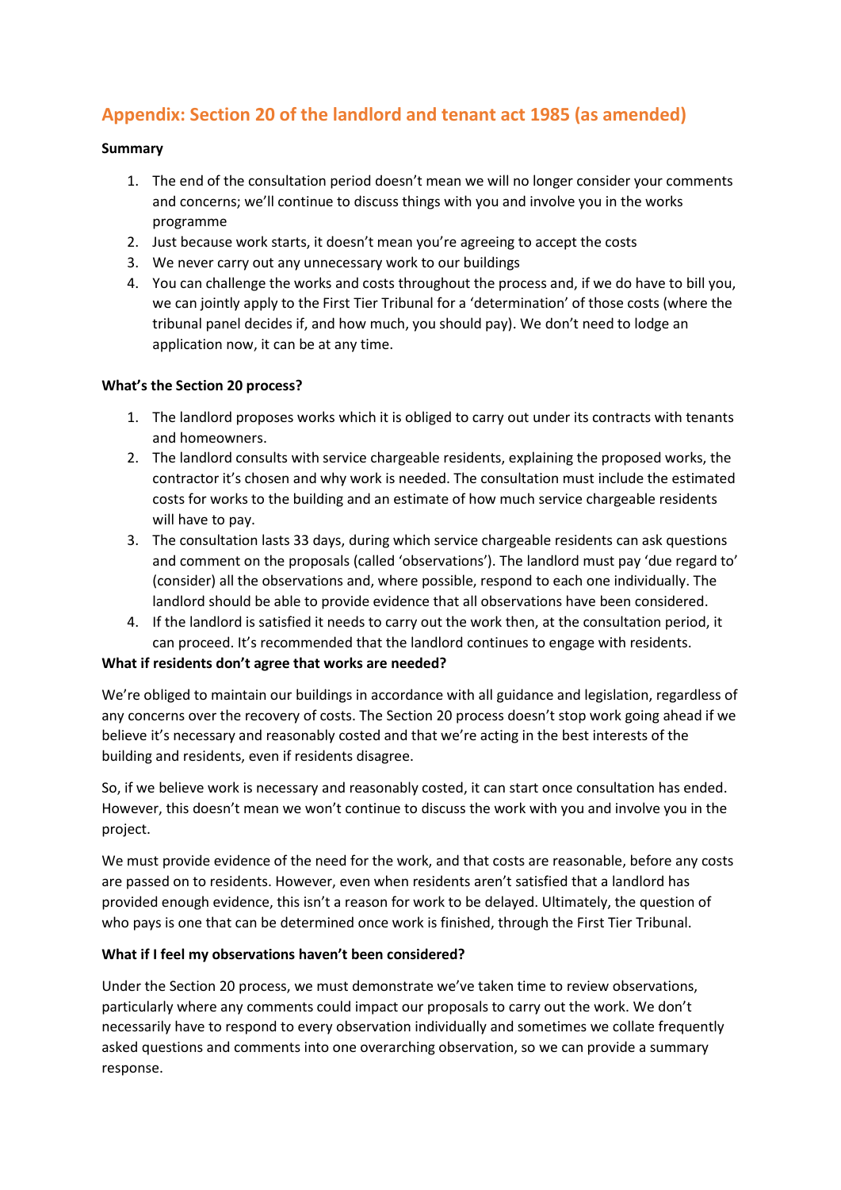## Appendix: Section 20 of the landlord and tenant act 1985 (as amended)

**Summary**

1. The end of the consultation period doesn't mean we will no longer consider your comments and concerns; we'll continue to discuss things with you and involve you in the works programme
2. Just because work starts, it doesn't mean you're agreeing to accept the costs
3. We never carry out any unnecessary work to our buildings
4. You can challenge the works and costs throughout the process and, if we do have to bill you, we can jointly apply to the First Tier Tribunal for a 'determination' of those costs (where the tribunal panel decides if, and how much, you should pay). We don't need to lodge an application now, it can be at any time.

**What's the Section 20 process?**

1. The landlord proposes works which it is obliged to carry out under its contracts with tenants and homeowners.
2. The landlord consults with service chargeable residents, explaining the proposed works, the contractor it's chosen and why work is needed. The consultation must include the estimated costs for works to the building and an estimate of how much service chargeable residents will have to pay.
3. The consultation lasts 33 days, during which service chargeable residents can ask questions and comment on the proposals (called 'observations'). The landlord must pay 'due regard to' (consider) all the observations and, where possible, respond to each one individually. The landlord should be able to provide evidence that all observations have been considered.
4. If the landlord is satisfied it needs to carry out the work then, at the consultation period, it can proceed. It's recommended that the landlord continues to engage with residents.

**What if residents don't agree that works are needed?**

We're obliged to maintain our buildings in accordance with all guidance and legislation, regardless of any concerns over the recovery of costs. The Section 20 process doesn't stop work going ahead if we believe it's necessary and reasonably costed and that we're acting in the best interests of the building and residents, even if residents disagree.

So, if we believe work is necessary and reasonably costed, it can start once consultation has ended. However, this doesn't mean we won't continue to discuss the work with you and involve you in the project.

We must provide evidence of the need for the work, and that costs are reasonable, before any costs are passed on to residents. However, even when residents aren't satisfied that a landlord has provided enough evidence, this isn't a reason for work to be delayed. Ultimately, the question of who pays is one that can be determined once work is finished, through the First Tier Tribunal.

**What if I feel my observations haven't been considered?**

Under the Section 20 process, we must demonstrate we've taken time to review observations, particularly where any comments could impact our proposals to carry out the work. We don't necessarily have to respond to every observation individually and sometimes we collate frequently asked questions and comments into one overarching observation, so we can provide a summary response.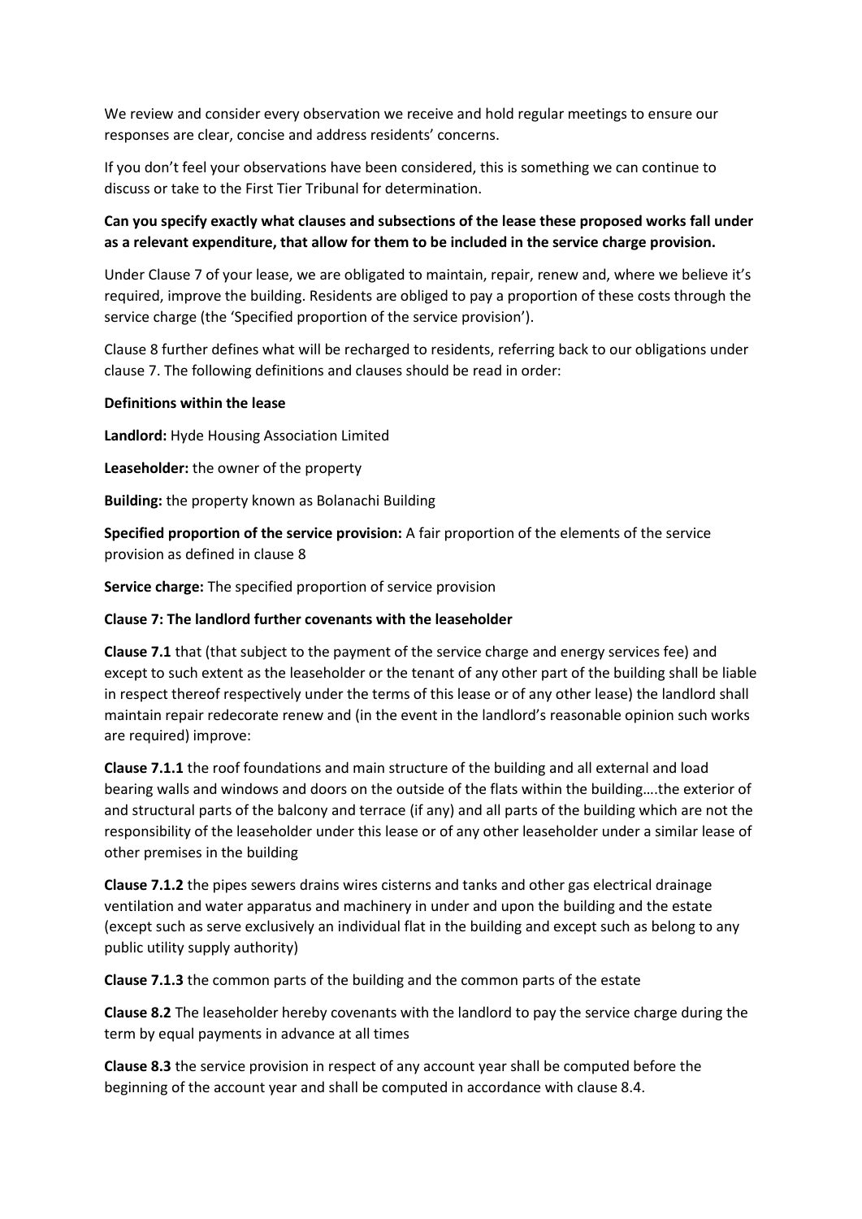We review and consider every observation we receive and hold regular meetings to ensure our responses are clear, concise and address residents' concerns.

If you don't feel your observations have been considered, this is something we can continue to discuss or take to the First Tier Tribunal for determination.

**Can you specify exactly what clauses and subsections of the lease these proposed works fall under as a relevant expenditure, that allow for them to be included in the service charge provision.**

Under Clause 7 of your lease, we are obligated to maintain, repair, renew and, where we believe it's required, improve the building. Residents are obliged to pay a proportion of these costs through the service charge (the 'Specified proportion of the service provision').

Clause 8 further defines what will be recharged to residents, referring back to our obligations under clause 7. The following definitions and clauses should be read in order:

**Definitions within the lease**

**Landlord:** Hyde Housing Association Limited

**Leaseholder:** the owner of the property

**Building:** the property known as Bolanachi Building

**Specified proportion of the service provision:** A fair proportion of the elements of the service provision as defined in clause 8

**Service charge:** The specified proportion of service provision

**Clause 7: The landlord further covenants with the leaseholder**

**Clause 7.1** that (that subject to the payment of the service charge and energy services fee) and except to such extent as the leaseholder or the tenant of any other part of the building shall be liable in respect thereof respectively under the terms of this lease or of any other lease) the landlord shall maintain repair redecorate renew and (in the event in the landlord's reasonable opinion such works are required) improve:

**Clause 7.1.1** the roof foundations and main structure of the building and all external and load bearing walls and windows and doors on the outside of the flats within the building….the exterior of and structural parts of the balcony and terrace (if any) and all parts of the building which are not the responsibility of the leaseholder under this lease or of any other leaseholder under a similar lease of other premises in the building

**Clause 7.1.2** the pipes sewers drains wires cisterns and tanks and other gas electrical drainage ventilation and water apparatus and machinery in under and upon the building and the estate (except such as serve exclusively an individual flat in the building and except such as belong to any public utility supply authority)

**Clause 7.1.3** the common parts of the building and the common parts of the estate

**Clause 8.2** The leaseholder hereby covenants with the landlord to pay the service charge during the term by equal payments in advance at all times

**Clause 8.3** the service provision in respect of any account year shall be computed before the beginning of the account year and shall be computed in accordance with clause 8.4.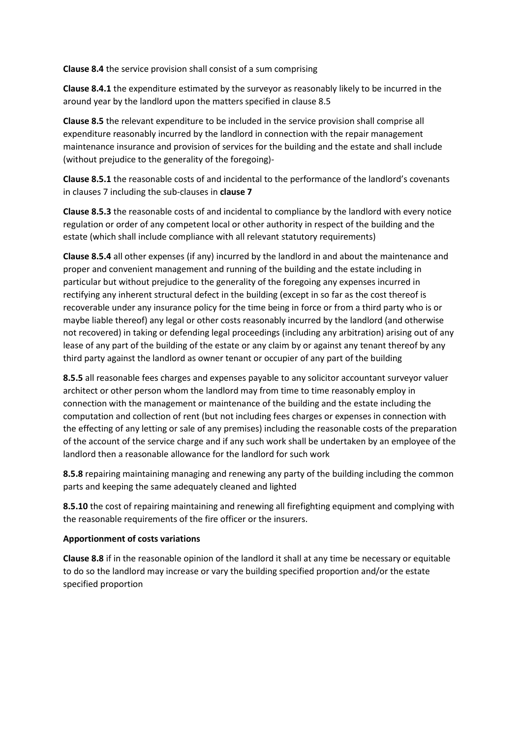**Clause 8.4** the service provision shall consist of a sum comprising

**Clause 8.4.1** the expenditure estimated by the surveyor as reasonably likely to be incurred in the around year by the landlord upon the matters specified in clause 8.5

**Clause 8.5** the relevant expenditure to be included in the service provision shall comprise all expenditure reasonably incurred by the landlord in connection with the repair management maintenance insurance and provision of services for the building and the estate and shall include (without prejudice to the generality of the foregoing)-

**Clause 8.5.1** the reasonable costs of and incidental to the performance of the landlord's covenants in clauses 7 including the sub-clauses in **clause 7**

**Clause 8.5.3** the reasonable costs of and incidental to compliance by the landlord with every notice regulation or order of any competent local or other authority in respect of the building and the estate (which shall include compliance with all relevant statutory requirements)

**Clause 8.5.4** all other expenses (if any) incurred by the landlord in and about the maintenance and proper and convenient management and running of the building and the estate including in particular but without prejudice to the generality of the foregoing any expenses incurred in rectifying any inherent structural defect in the building (except in so far as the cost thereof is recoverable under any insurance policy for the time being in force or from a third party who is or maybe liable thereof) any legal or other costs reasonably incurred by the landlord (and otherwise not recovered) in taking or defending legal proceedings (including any arbitration) arising out of any lease of any part of the building of the estate or any claim by or against any tenant thereof by any third party against the landlord as owner tenant or occupier of any part of the building

**8.5.5** all reasonable fees charges and expenses payable to any solicitor accountant surveyor valuer architect or other person whom the landlord may from time to time reasonably employ in connection with the management or maintenance of the building and the estate including the computation and collection of rent (but not including fees charges or expenses in connection with the effecting of any letting or sale of any premises) including the reasonable costs of the preparation of the account of the service charge and if any such work shall be undertaken by an employee of the landlord then a reasonable allowance for the landlord for such work

**8.5.8** repairing maintaining managing and renewing any party of the building including the common parts and keeping the same adequately cleaned and lighted

**8.5.10** the cost of repairing maintaining and renewing all firefighting equipment and complying with the reasonable requirements of the fire officer or the insurers.

**Apportionment of costs variations**

**Clause 8.8** if in the reasonable opinion of the landlord it shall at any time be necessary or equitable to do so the landlord may increase or vary the building specified proportion and/or the estate specified proportion